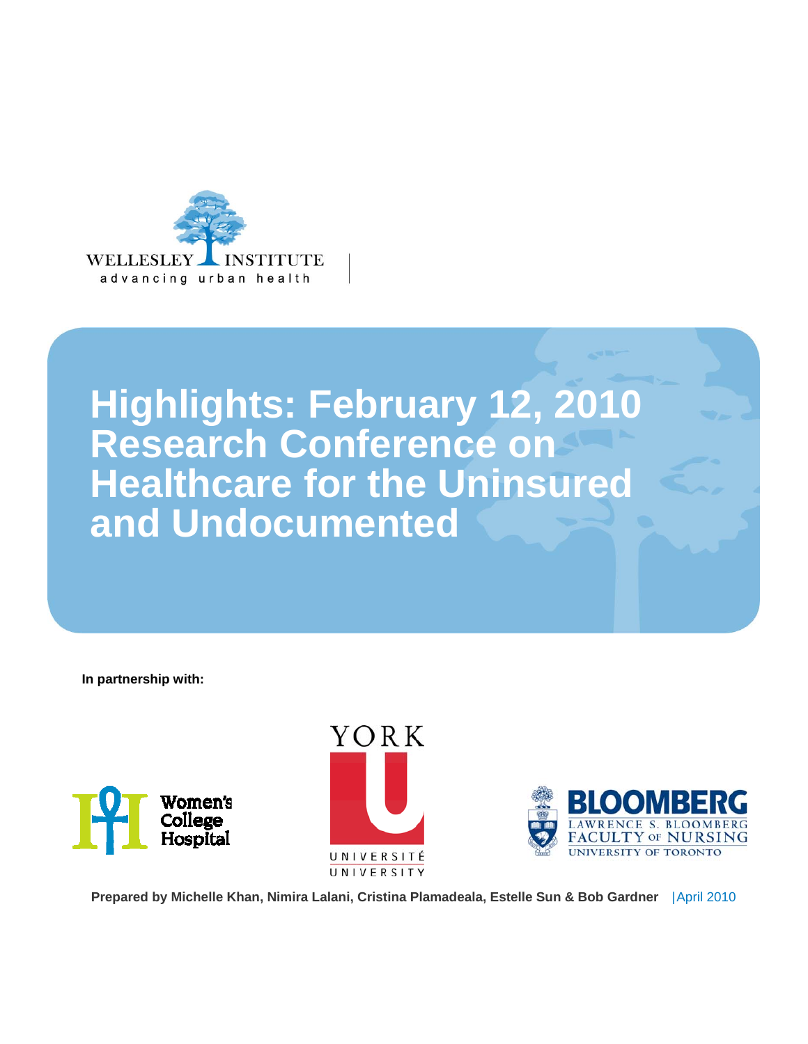WELLESLEY INSTITUTE
advancing urban health

# Highlights: February 12, 2010 Research Conference on Healthcare for the Uninsured and Undocumented

**In partnership with:**

Women's College Hospital

YORK UNIVERSITÉ UNIVERSITY

BLOOMBERG
LAWRENCE S. BLOOMBERG FACULTY OF NURSING
UNIVERSITY OF TORONTO

**Prepared by Michelle Khan, Nimira Lalani, Cristina Plamadeala, Estelle Sun & Bob Gardner** | April 2010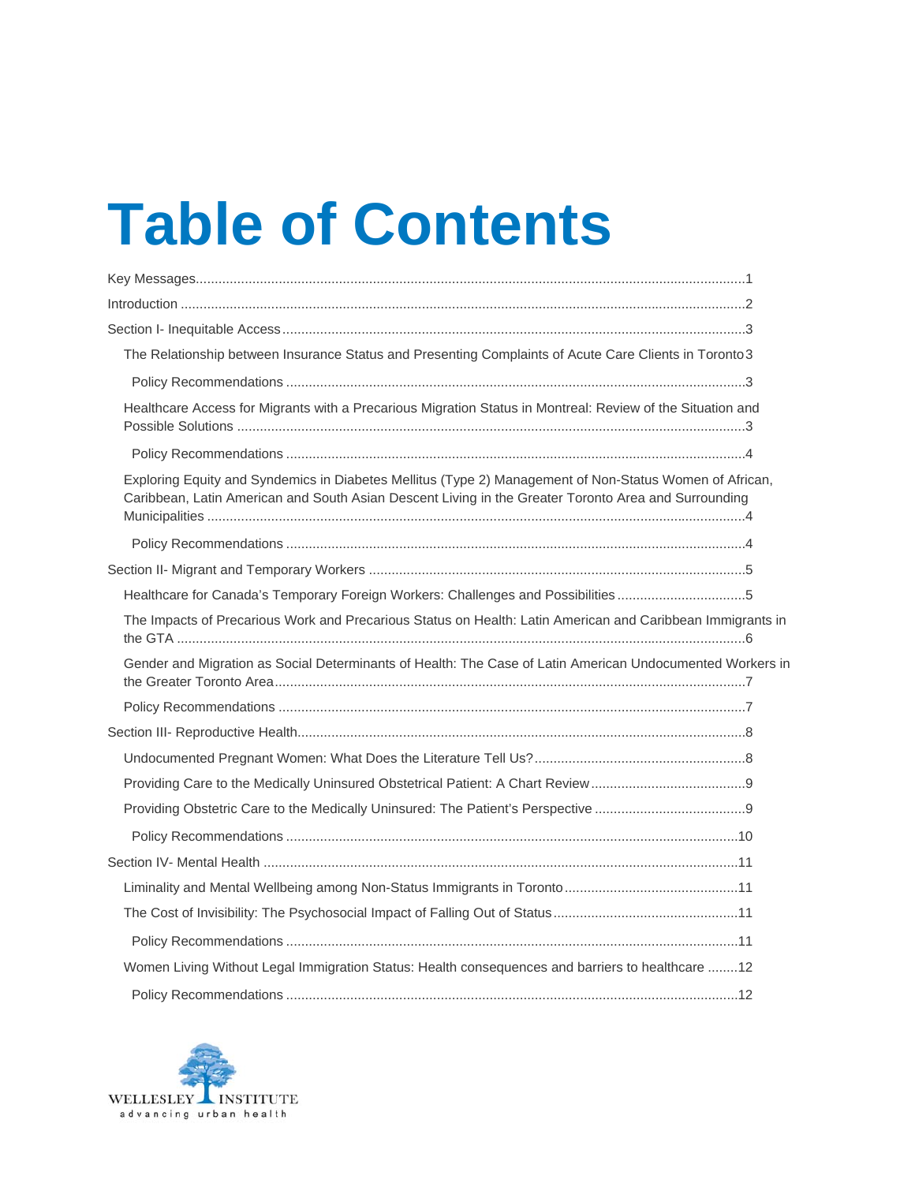# Table of Contents

Key Messages....................................................................................................................................1

Introduction .......................................................................................................................................2

Section I- Inequitable Access ...........................................................................................................3

The Relationship between Insurance Status and Presenting Complaints of Acute Care Clients in Toronto 3

Policy Recommendations ...........................................................................................................3

Healthcare Access for Migrants with a Precarious Migration Status in Montreal: Review of the Situation and Possible Solutions ........................................................................................................................3

Policy Recommendations ...........................................................................................................4

Exploring Equity and Syndemics in Diabetes Mellitus (Type 2) Management of Non-Status Women of African, Caribbean, Latin American and South Asian Descent Living in the Greater Toronto Area and Surrounding Municipalities ...........................................................................................................................4

Policy Recommendations ...........................................................................................................4

Section II- Migrant and Temporary Workers ......................................................................................5

Healthcare for Canada's Temporary Foreign Workers: Challenges and Possibilities ..................................5

The Impacts of Precarious Work and Precarious Status on Health: Latin American and Caribbean Immigrants in the GTA ........................................................................................................................................6

Gender and Migration as Social Determinants of Health: The Case of Latin American Undocumented Workers in the Greater Toronto Area.............................................................................................................7

Policy Recommendations .............................................................................................................7

Section III- Reproductive Health........................................................................................................8

Undocumented Pregnant Women: What Does the Literature Tell Us?........................................................8

Providing Care to the Medically Uninsured Obstetrical Patient: A Chart Review.........................................9

Providing Obstetric Care to the Medically Uninsured: The Patient's Perspective ........................................9

Policy Recommendations ...........................................................................................................10

Section IV- Mental Health ...............................................................................................................11

Liminality and Mental Wellbeing among Non-Status Immigrants in Toronto..............................................11

The Cost of Invisibility: The Psychosocial Impact of Falling Out of Status.................................................11

Policy Recommendations ...........................................................................................................11

Women Living Without Legal Immigration Status: Health consequences and barriers to healthcare ........12

Policy Recommendations ...........................................................................................................12

WELLESLEY INSTITUTE
advancing urban health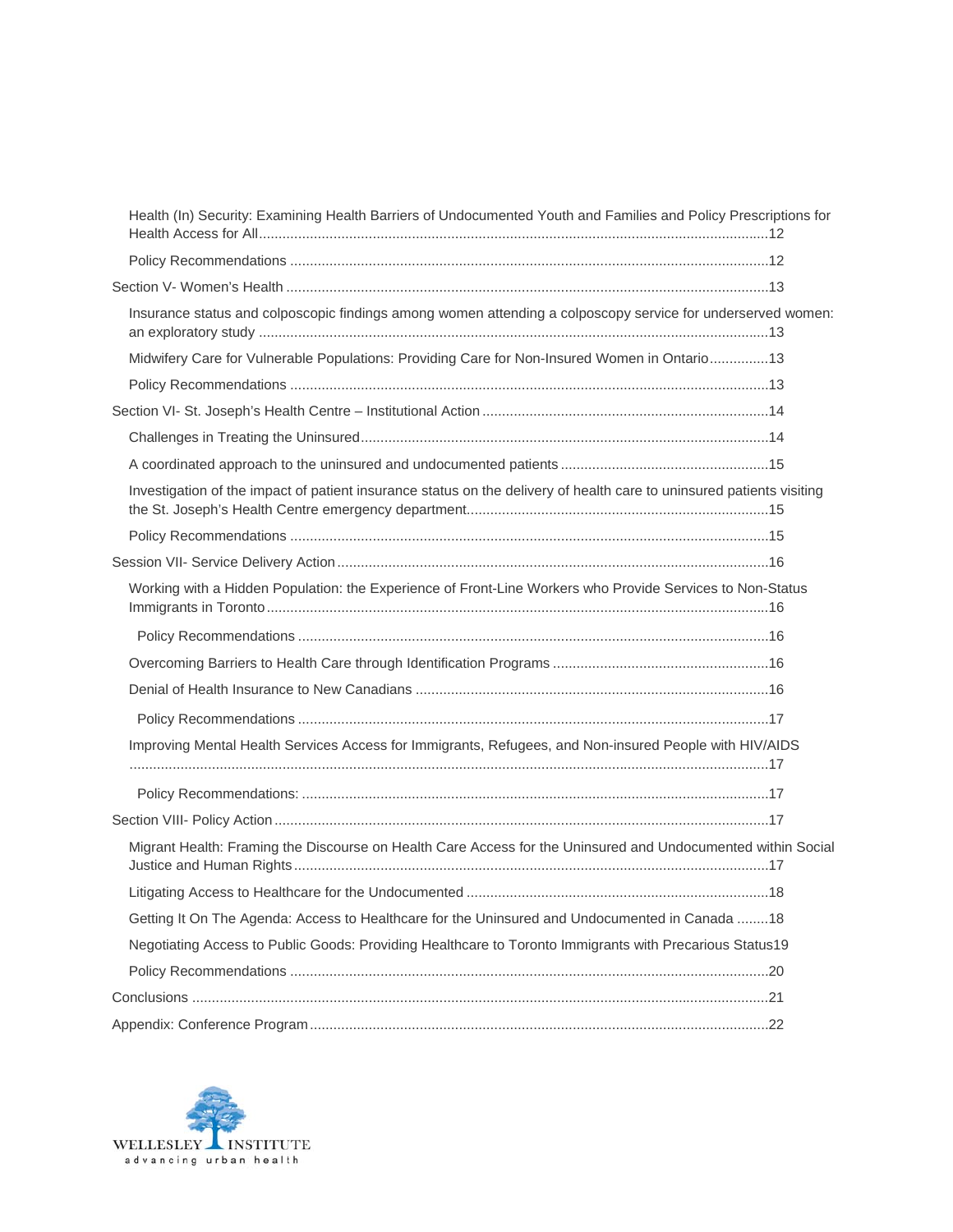Health (In) Security: Examining Health Barriers of Undocumented Youth and Families and Policy Prescriptions for Health Access for All....12

Policy Recommendations ....12

Section V- Women's Health ....13

Insurance status and colposcopic findings among women attending a colposcopy service for underserved women: an exploratory study ....13

Midwifery Care for Vulnerable Populations: Providing Care for Non-Insured Women in Ontario....13

Policy Recommendations ....13

Section VI- St. Joseph's Health Centre – Institutional Action ....14

Challenges in Treating the Uninsured....14

A coordinated approach to the uninsured and undocumented patients ....15

Investigation of the impact of patient insurance status on the delivery of health care to uninsured patients visiting the St. Joseph's Health Centre emergency department....15

Policy Recommendations ....15

Session VII- Service Delivery Action ....16

Working with a Hidden Population: the Experience of Front-Line Workers who Provide Services to Non-Status Immigrants in Toronto....16

Policy Recommendations ....16

Overcoming Barriers to Health Care through Identification Programs ....16

Denial of Health Insurance to New Canadians ....16

Policy Recommendations ....17

Improving Mental Health Services Access for Immigrants, Refugees, and Non-insured People with HIV/AIDS ....17

Policy Recommendations: ....17

Section VIII- Policy Action ....17

Migrant Health: Framing the Discourse on Health Care Access for the Uninsured and Undocumented within Social Justice and Human Rights....17

Litigating Access to Healthcare for the Undocumented ....18

Getting It On The Agenda: Access to Healthcare for the Uninsured and Undocumented in Canada ....18

Negotiating Access to Public Goods: Providing Healthcare to Toronto Immigrants with Precarious Status19

Policy Recommendations ....20

Conclusions ....21

Appendix: Conference Program....22

WELLESLEY INSTITUTE
advancing urban health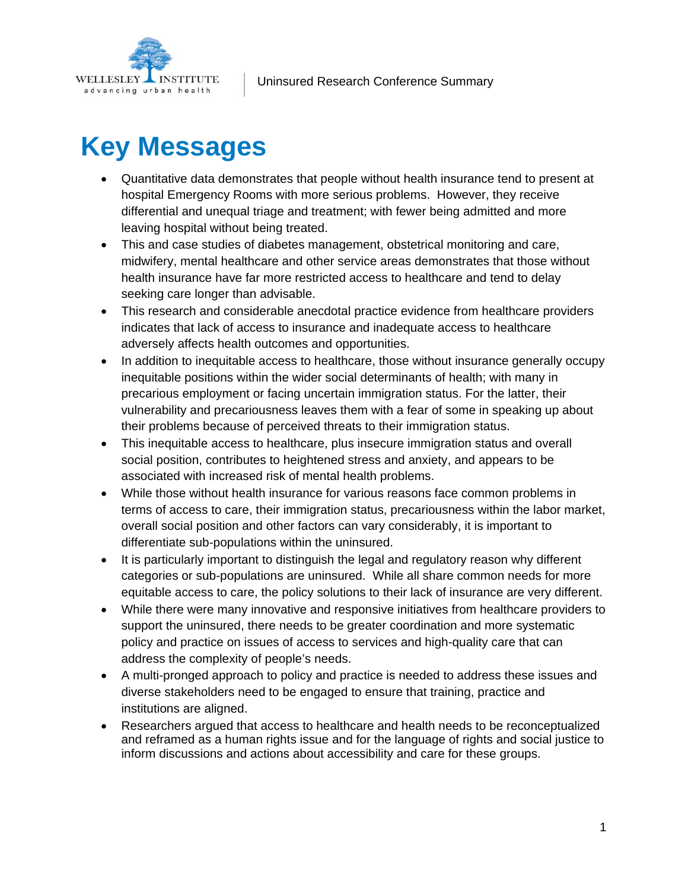# Key Messages

- Quantitative data demonstrates that people without health insurance tend to present at hospital Emergency Rooms with more serious problems. However, they receive differential and unequal triage and treatment; with fewer being admitted and more leaving hospital without being treated.
- This and case studies of diabetes management, obstetrical monitoring and care, midwifery, mental healthcare and other service areas demonstrates that those without health insurance have far more restricted access to healthcare and tend to delay seeking care longer than advisable.
- This research and considerable anecdotal practice evidence from healthcare providers indicates that lack of access to insurance and inadequate access to healthcare adversely affects health outcomes and opportunities.
- In addition to inequitable access to healthcare, those without insurance generally occupy inequitable positions within the wider social determinants of health; with many in precarious employment or facing uncertain immigration status. For the latter, their vulnerability and precariousness leaves them with a fear of some in speaking up about their problems because of perceived threats to their immigration status.
- This inequitable access to healthcare, plus insecure immigration status and overall social position, contributes to heightened stress and anxiety, and appears to be associated with increased risk of mental health problems.
- While those without health insurance for various reasons face common problems in terms of access to care, their immigration status, precariousness within the labor market, overall social position and other factors can vary considerably, it is important to differentiate sub-populations within the uninsured.
- It is particularly important to distinguish the legal and regulatory reason why different categories or sub-populations are uninsured. While all share common needs for more equitable access to care, the policy solutions to their lack of insurance are very different.
- While there were many innovative and responsive initiatives from healthcare providers to support the uninsured, there needs to be greater coordination and more systematic policy and practice on issues of access to services and high-quality care that can address the complexity of people's needs.
- A multi-pronged approach to policy and practice is needed to address these issues and diverse stakeholders need to be engaged to ensure that training, practice and institutions are aligned.
- Researchers argued that access to healthcare and health needs to be reconceptualized and reframed as a human rights issue and for the language of rights and social justice to inform discussions and actions about accessibility and care for these groups.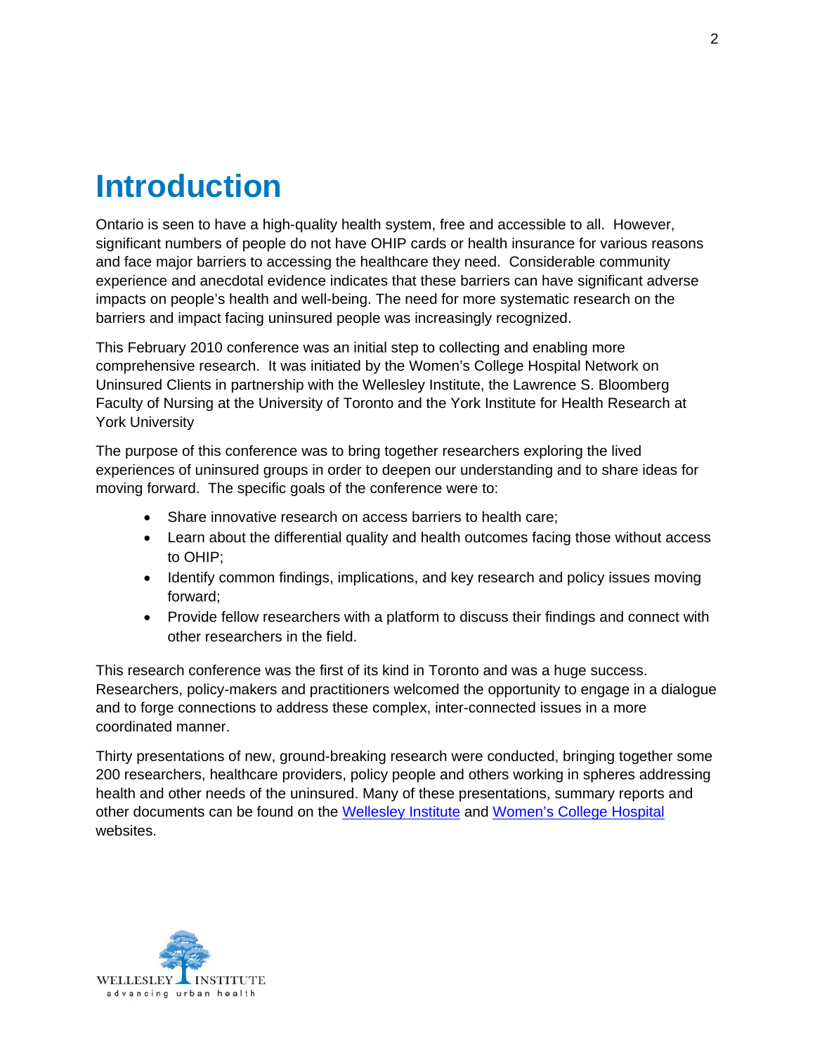# Introduction

Ontario is seen to have a high-quality health system, free and accessible to all. However, significant numbers of people do not have OHIP cards or health insurance for various reasons and face major barriers to accessing the healthcare they need. Considerable community experience and anecdotal evidence indicates that these barriers can have significant adverse impacts on people's health and well-being. The need for more systematic research on the barriers and impact facing uninsured people was increasingly recognized.

This February 2010 conference was an initial step to collecting and enabling more comprehensive research. It was initiated by the Women's College Hospital Network on Uninsured Clients in partnership with the Wellesley Institute, the Lawrence S. Bloomberg Faculty of Nursing at the University of Toronto and the York Institute for Health Research at York University

The purpose of this conference was to bring together researchers exploring the lived experiences of uninsured groups in order to deepen our understanding and to share ideas for moving forward. The specific goals of the conference were to:

- Share innovative research on access barriers to health care;
- Learn about the differential quality and health outcomes facing those without access to OHIP;
- Identify common findings, implications, and key research and policy issues moving forward;
- Provide fellow researchers with a platform to discuss their findings and connect with other researchers in the field.

This research conference was the first of its kind in Toronto and was a huge success. Researchers, policy-makers and practitioners welcomed the opportunity to engage in a dialogue and to forge connections to address these complex, inter-connected issues in a more coordinated manner.

Thirty presentations of new, ground-breaking research were conducted, bringing together some 200 researchers, healthcare providers, policy people and others working in spheres addressing health and other needs of the uninsured. Many of these presentations, summary reports and other documents can be found on the Wellesley Institute and Women's College Hospital websites.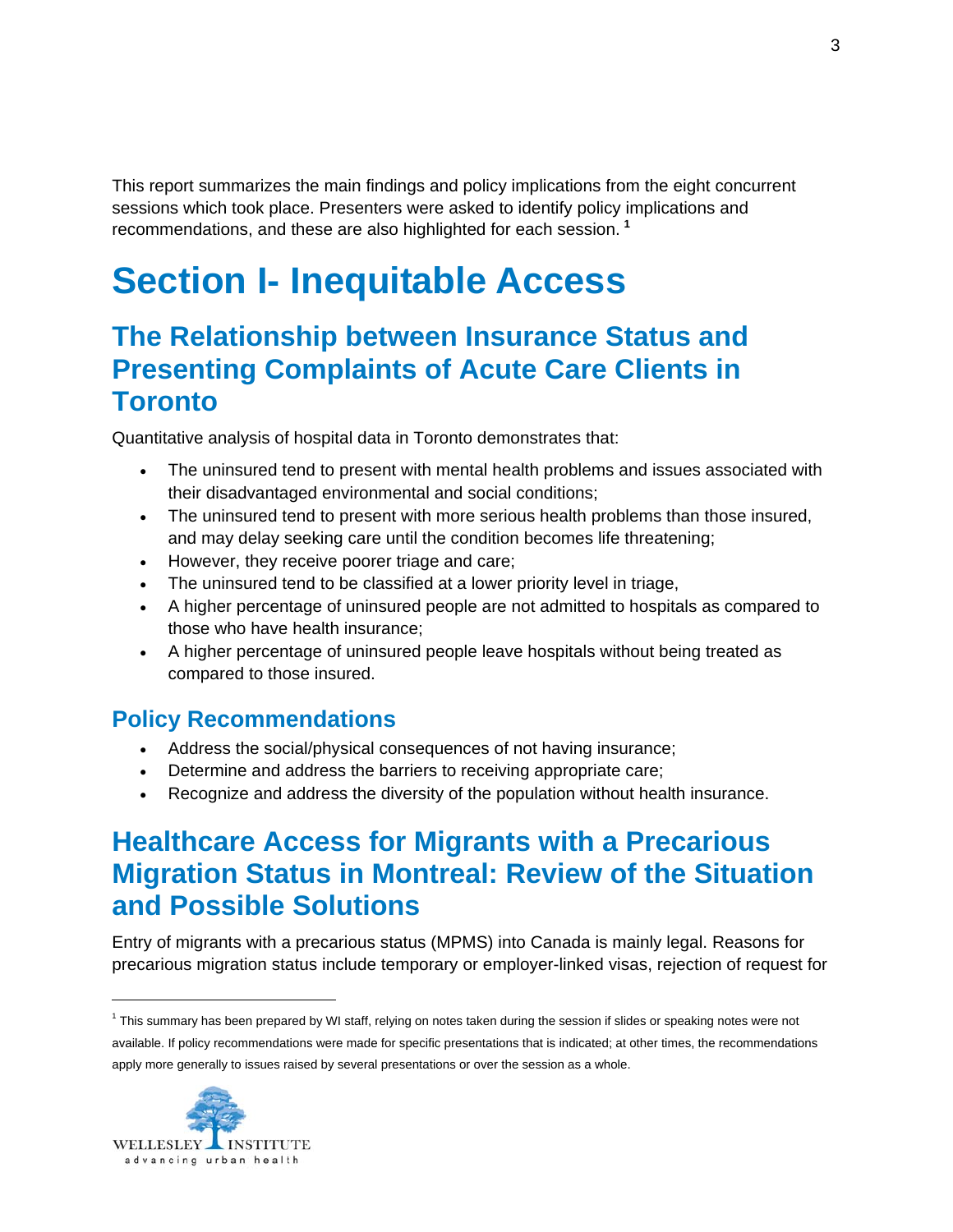This report summarizes the main findings and policy implications from the eight concurrent sessions which took place. Presenters were asked to identify policy implications and recommendations, and these are also highlighted for each session. [1]

# Section I- Inequitable Access

## The Relationship between Insurance Status and Presenting Complaints of Acute Care Clients in Toronto

Quantitative analysis of hospital data in Toronto demonstrates that:

- The uninsured tend to present with mental health problems and issues associated with their disadvantaged environmental and social conditions;
- The uninsured tend to present with more serious health problems than those insured, and may delay seeking care until the condition becomes life threatening;
- However, they receive poorer triage and care;
- The uninsured tend to be classified at a lower priority level in triage,
- A higher percentage of uninsured people are not admitted to hospitals as compared to those who have health insurance;
- A higher percentage of uninsured people leave hospitals without being treated as compared to those insured.

### Policy Recommendations

- Address the social/physical consequences of not having insurance;
- Determine and address the barriers to receiving appropriate care;
- Recognize and address the diversity of the population without health insurance.

## Healthcare Access for Migrants with a Precarious Migration Status in Montreal: Review of the Situation and Possible Solutions

Entry of migrants with a precarious status (MPMS) into Canada is mainly legal. Reasons for precarious migration status include temporary or employer-linked visas, rejection of request for

[1] This summary has been prepared by WI staff, relying on notes taken during the session if slides or speaking notes were not available. If policy recommendations were made for specific presentations that is indicated; at other times, the recommendations apply more generally to issues raised by several presentations or over the session as a whole.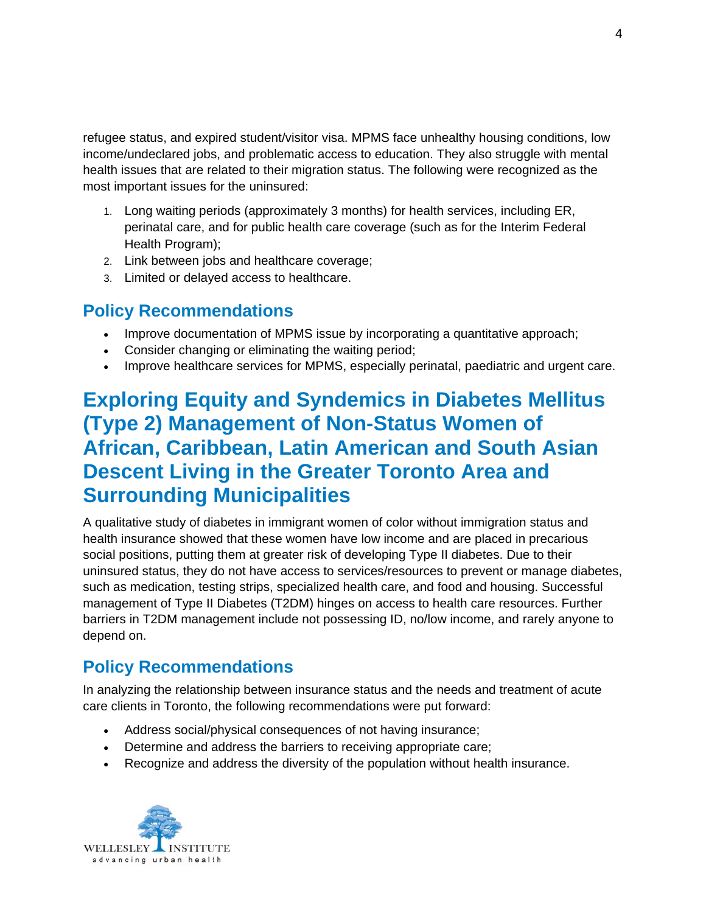refugee status, and expired student/visitor visa. MPMS face unhealthy housing conditions, low income/undeclared jobs, and problematic access to education. They also struggle with mental health issues that are related to their migration status. The following were recognized as the most important issues for the uninsured:

1. Long waiting periods (approximately 3 months) for health services, including ER, perinatal care, and for public health care coverage (such as for the Interim Federal Health Program);
2. Link between jobs and healthcare coverage;
3. Limited or delayed access to healthcare.

## Policy Recommendations

- Improve documentation of MPMS issue by incorporating a quantitative approach;
- Consider changing or eliminating the waiting period;
- Improve healthcare services for MPMS, especially perinatal, paediatric and urgent care.

# Exploring Equity and Syndemics in Diabetes Mellitus (Type 2) Management of Non-Status Women of African, Caribbean, Latin American and South Asian Descent Living in the Greater Toronto Area and Surrounding Municipalities

A qualitative study of diabetes in immigrant women of color without immigration status and health insurance showed that these women have low income and are placed in precarious social positions, putting them at greater risk of developing Type II diabetes. Due to their uninsured status, they do not have access to services/resources to prevent or manage diabetes, such as medication, testing strips, specialized health care, and food and housing. Successful management of Type II Diabetes (T2DM) hinges on access to health care resources. Further barriers in T2DM management include not possessing ID, no/low income, and rarely anyone to depend on.

## Policy Recommendations

In analyzing the relationship between insurance status and the needs and treatment of acute care clients in Toronto, the following recommendations were put forward:

- Address social/physical consequences of not having insurance;
- Determine and address the barriers to receiving appropriate care;
- Recognize and address the diversity of the population without health insurance.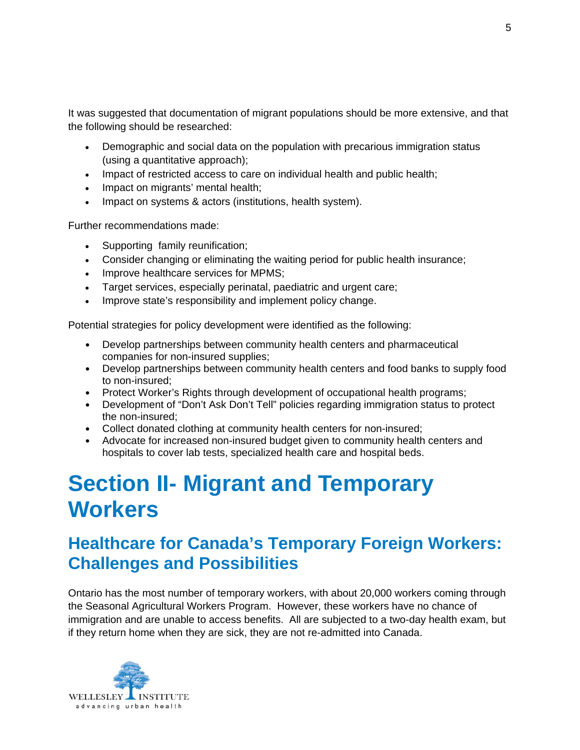It was suggested that documentation of migrant populations should be more extensive, and that the following should be researched:

- Demographic and social data on the population with precarious immigration status (using a quantitative approach);
- Impact of restricted access to care on individual health and public health;
- Impact on migrants' mental health;
- Impact on systems & actors (institutions, health system).

Further recommendations made:

- Supporting family reunification;
- Consider changing or eliminating the waiting period for public health insurance;
- Improve healthcare services for MPMS;
- Target services, especially perinatal, paediatric and urgent care;
- Improve state's responsibility and implement policy change.

Potential strategies for policy development were identified as the following:

- Develop partnerships between community health centers and pharmaceutical companies for non-insured supplies;
- Develop partnerships between community health centers and food banks to supply food to non-insured;
- Protect Worker's Rights through development of occupational health programs;
- Development of "Don't Ask Don't Tell" policies regarding immigration status to protect the non-insured;
- Collect donated clothing at community health centers for non-insured;
- Advocate for increased non-insured budget given to community health centers and hospitals to cover lab tests, specialized health care and hospital beds.

# Section II- Migrant and Temporary Workers

## Healthcare for Canada's Temporary Foreign Workers: Challenges and Possibilities

Ontario has the most number of temporary workers, with about 20,000 workers coming through the Seasonal Agricultural Workers Program. However, these workers have no chance of immigration and are unable to access benefits. All are subjected to a two-day health exam, but if they return home when they are sick, they are not re-admitted into Canada.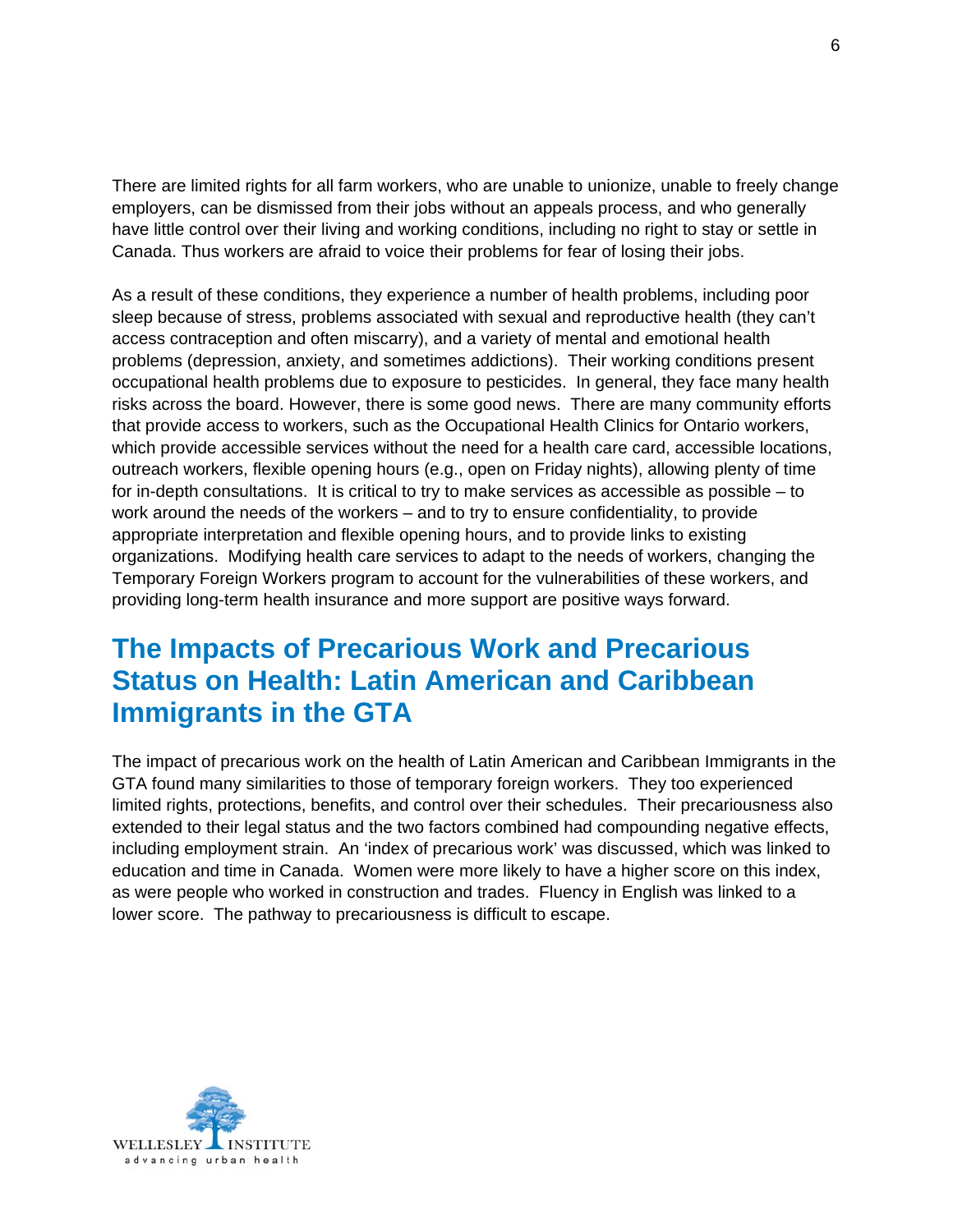There are limited rights for all farm workers, who are unable to unionize, unable to freely change employers, can be dismissed from their jobs without an appeals process, and who generally have little control over their living and working conditions, including no right to stay or settle in Canada. Thus workers are afraid to voice their problems for fear of losing their jobs.

As a result of these conditions, they experience a number of health problems, including poor sleep because of stress, problems associated with sexual and reproductive health (they can't access contraception and often miscarry), and a variety of mental and emotional health problems (depression, anxiety, and sometimes addictions). Their working conditions present occupational health problems due to exposure to pesticides. In general, they face many health risks across the board. However, there is some good news. There are many community efforts that provide access to workers, such as the Occupational Health Clinics for Ontario workers, which provide accessible services without the need for a health care card, accessible locations, outreach workers, flexible opening hours (e.g., open on Friday nights), allowing plenty of time for in-depth consultations. It is critical to try to make services as accessible as possible – to work around the needs of the workers – and to try to ensure confidentiality, to provide appropriate interpretation and flexible opening hours, and to provide links to existing organizations. Modifying health care services to adapt to the needs of workers, changing the Temporary Foreign Workers program to account for the vulnerabilities of these workers, and providing long-term health insurance and more support are positive ways forward.

## The Impacts of Precarious Work and Precarious Status on Health: Latin American and Caribbean Immigrants in the GTA

The impact of precarious work on the health of Latin American and Caribbean Immigrants in the GTA found many similarities to those of temporary foreign workers. They too experienced limited rights, protections, benefits, and control over their schedules. Their precariousness also extended to their legal status and the two factors combined had compounding negative effects, including employment strain. An 'index of precarious work' was discussed, which was linked to education and time in Canada. Women were more likely to have a higher score on this index, as were people who worked in construction and trades. Fluency in English was linked to a lower score. The pathway to precariousness is difficult to escape.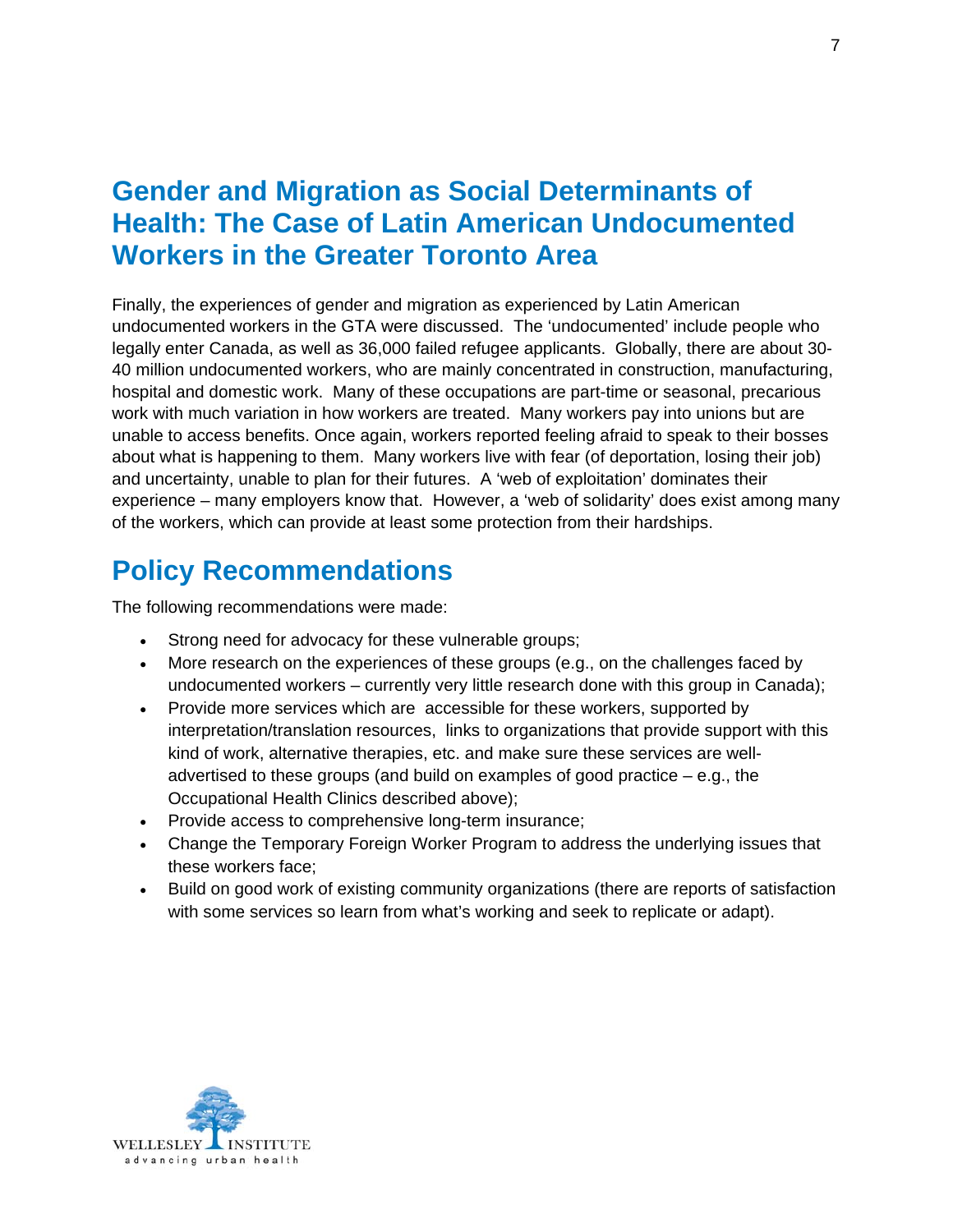## Gender and Migration as Social Determinants of Health: The Case of Latin American Undocumented Workers in the Greater Toronto Area

Finally, the experiences of gender and migration as experienced by Latin American undocumented workers in the GTA were discussed. The 'undocumented' include people who legally enter Canada, as well as 36,000 failed refugee applicants. Globally, there are about 30-40 million undocumented workers, who are mainly concentrated in construction, manufacturing, hospital and domestic work. Many of these occupations are part-time or seasonal, precarious work with much variation in how workers are treated. Many workers pay into unions but are unable to access benefits. Once again, workers reported feeling afraid to speak to their bosses about what is happening to them. Many workers live with fear (of deportation, losing their job) and uncertainty, unable to plan for their futures. A 'web of exploitation' dominates their experience – many employers know that. However, a 'web of solidarity' does exist among many of the workers, which can provide at least some protection from their hardships.

## Policy Recommendations

The following recommendations were made:

- Strong need for advocacy for these vulnerable groups;
- More research on the experiences of these groups (e.g., on the challenges faced by undocumented workers – currently very little research done with this group in Canada);
- Provide more services which are accessible for these workers, supported by interpretation/translation resources, links to organizations that provide support with this kind of work, alternative therapies, etc. and make sure these services are well-advertised to these groups (and build on examples of good practice – e.g., the Occupational Health Clinics described above);
- Provide access to comprehensive long-term insurance;
- Change the Temporary Foreign Worker Program to address the underlying issues that these workers face;
- Build on good work of existing community organizations (there are reports of satisfaction with some services so learn from what's working and seek to replicate or adapt).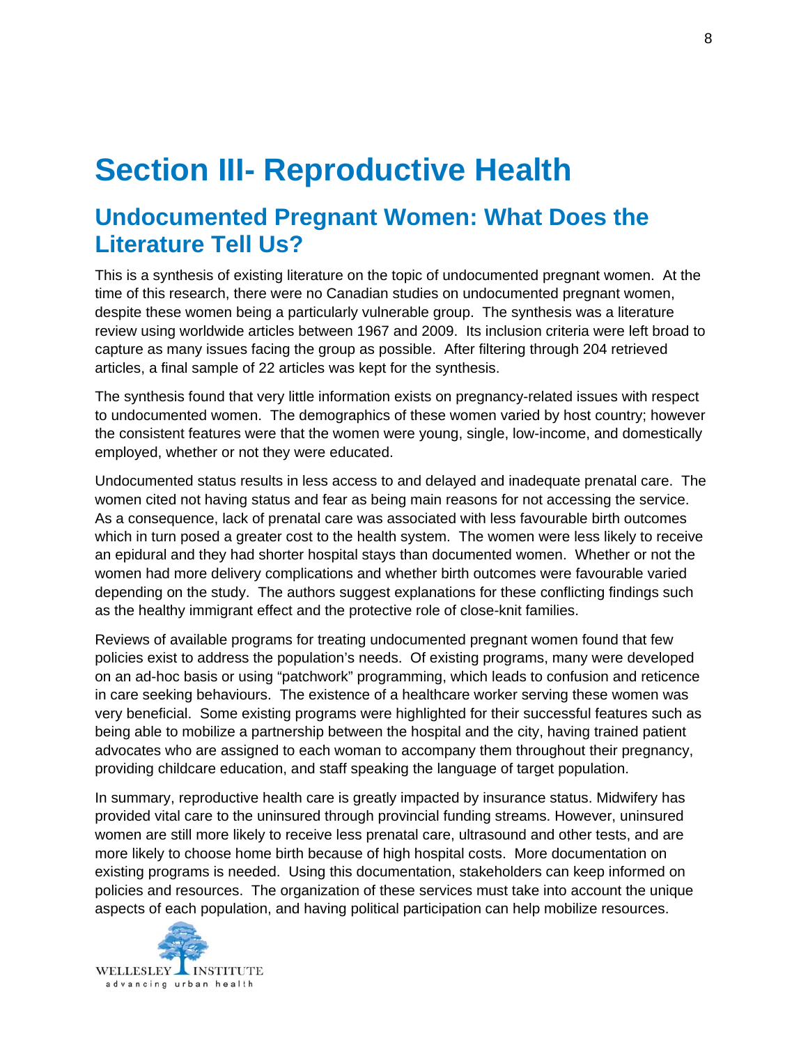# Section III- Reproductive Health

## Undocumented Pregnant Women: What Does the Literature Tell Us?

This is a synthesis of existing literature on the topic of undocumented pregnant women. At the time of this research, there were no Canadian studies on undocumented pregnant women, despite these women being a particularly vulnerable group. The synthesis was a literature review using worldwide articles between 1967 and 2009. Its inclusion criteria were left broad to capture as many issues facing the group as possible. After filtering through 204 retrieved articles, a final sample of 22 articles was kept for the synthesis.

The synthesis found that very little information exists on pregnancy-related issues with respect to undocumented women. The demographics of these women varied by host country; however the consistent features were that the women were young, single, low-income, and domestically employed, whether or not they were educated.

Undocumented status results in less access to and delayed and inadequate prenatal care. The women cited not having status and fear as being main reasons for not accessing the service. As a consequence, lack of prenatal care was associated with less favourable birth outcomes which in turn posed a greater cost to the health system. The women were less likely to receive an epidural and they had shorter hospital stays than documented women. Whether or not the women had more delivery complications and whether birth outcomes were favourable varied depending on the study. The authors suggest explanations for these conflicting findings such as the healthy immigrant effect and the protective role of close-knit families.

Reviews of available programs for treating undocumented pregnant women found that few policies exist to address the population's needs. Of existing programs, many were developed on an ad-hoc basis or using "patchwork" programming, which leads to confusion and reticence in care seeking behaviours. The existence of a healthcare worker serving these women was very beneficial. Some existing programs were highlighted for their successful features such as being able to mobilize a partnership between the hospital and the city, having trained patient advocates who are assigned to each woman to accompany them throughout their pregnancy, providing childcare education, and staff speaking the language of target population.

In summary, reproductive health care is greatly impacted by insurance status. Midwifery has provided vital care to the uninsured through provincial funding streams. However, uninsured women are still more likely to receive less prenatal care, ultrasound and other tests, and are more likely to choose home birth because of high hospital costs. More documentation on existing programs is needed. Using this documentation, stakeholders can keep informed on policies and resources. The organization of these services must take into account the unique aspects of each population, and having political participation can help mobilize resources.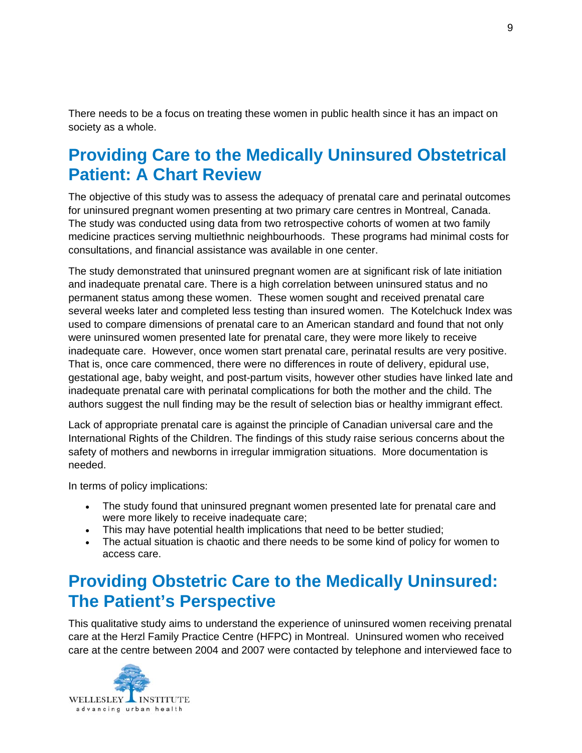There needs to be a focus on treating these women in public health since it has an impact on society as a whole.

## Providing Care to the Medically Uninsured Obstetrical Patient: A Chart Review

The objective of this study was to assess the adequacy of prenatal care and perinatal outcomes for uninsured pregnant women presenting at two primary care centres in Montreal, Canada. The study was conducted using data from two retrospective cohorts of women at two family medicine practices serving multiethnic neighbourhoods. These programs had minimal costs for consultations, and financial assistance was available in one center.

The study demonstrated that uninsured pregnant women are at significant risk of late initiation and inadequate prenatal care. There is a high correlation between uninsured status and no permanent status among these women. These women sought and received prenatal care several weeks later and completed less testing than insured women. The Kotelchuck Index was used to compare dimensions of prenatal care to an American standard and found that not only were uninsured women presented late for prenatal care, they were more likely to receive inadequate care. However, once women start prenatal care, perinatal results are very positive. That is, once care commenced, there were no differences in route of delivery, epidural use, gestational age, baby weight, and post-partum visits, however other studies have linked late and inadequate prenatal care with perinatal complications for both the mother and the child. The authors suggest the null finding may be the result of selection bias or healthy immigrant effect.

Lack of appropriate prenatal care is against the principle of Canadian universal care and the International Rights of the Children. The findings of this study raise serious concerns about the safety of mothers and newborns in irregular immigration situations. More documentation is needed.

In terms of policy implications:

- The study found that uninsured pregnant women presented late for prenatal care and were more likely to receive inadequate care;
- This may have potential health implications that need to be better studied;
- The actual situation is chaotic and there needs to be some kind of policy for women to access care.

## Providing Obstetric Care to the Medically Uninsured: The Patient's Perspective

This qualitative study aims to understand the experience of uninsured women receiving prenatal care at the Herzl Family Practice Centre (HFPC) in Montreal. Uninsured women who received care at the centre between 2004 and 2007 were contacted by telephone and interviewed face to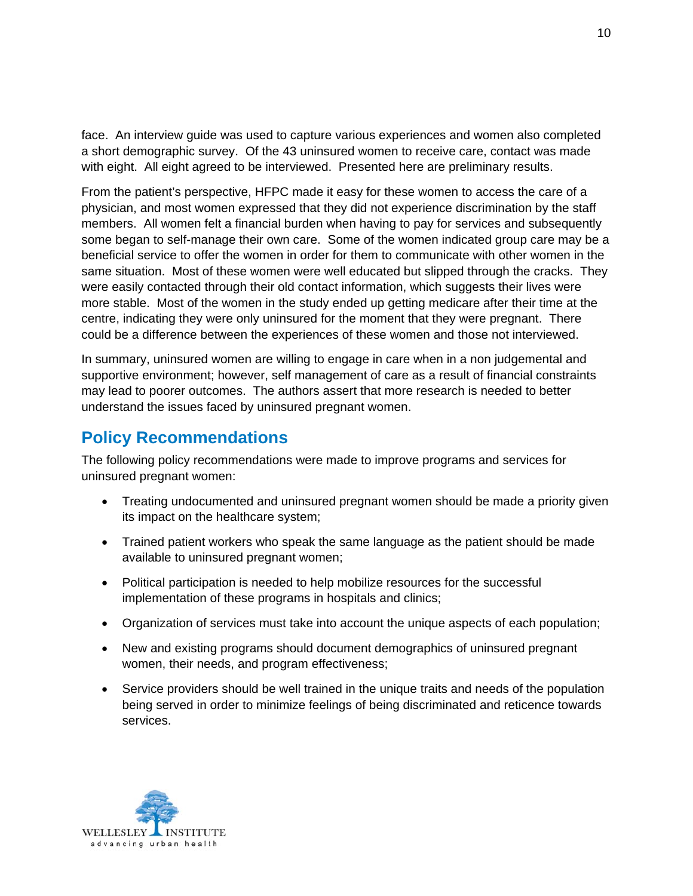face. An interview guide was used to capture various experiences and women also completed a short demographic survey. Of the 43 uninsured women to receive care, contact was made with eight. All eight agreed to be interviewed. Presented here are preliminary results.

From the patient's perspective, HFPC made it easy for these women to access the care of a physician, and most women expressed that they did not experience discrimination by the staff members. All women felt a financial burden when having to pay for services and subsequently some began to self-manage their own care. Some of the women indicated group care may be a beneficial service to offer the women in order for them to communicate with other women in the same situation. Most of these women were well educated but slipped through the cracks. They were easily contacted through their old contact information, which suggests their lives were more stable. Most of the women in the study ended up getting medicare after their time at the centre, indicating they were only uninsured for the moment that they were pregnant. There could be a difference between the experiences of these women and those not interviewed.

In summary, uninsured women are willing to engage in care when in a non judgemental and supportive environment; however, self management of care as a result of financial constraints may lead to poorer outcomes. The authors assert that more research is needed to better understand the issues faced by uninsured pregnant women.

## Policy Recommendations

The following policy recommendations were made to improve programs and services for uninsured pregnant women:

- Treating undocumented and uninsured pregnant women should be made a priority given its impact on the healthcare system;
- Trained patient workers who speak the same language as the patient should be made available to uninsured pregnant women;
- Political participation is needed to help mobilize resources for the successful implementation of these programs in hospitals and clinics;
- Organization of services must take into account the unique aspects of each population;
- New and existing programs should document demographics of uninsured pregnant women, their needs, and program effectiveness;
- Service providers should be well trained in the unique traits and needs of the population being served in order to minimize feelings of being discriminated and reticence towards services.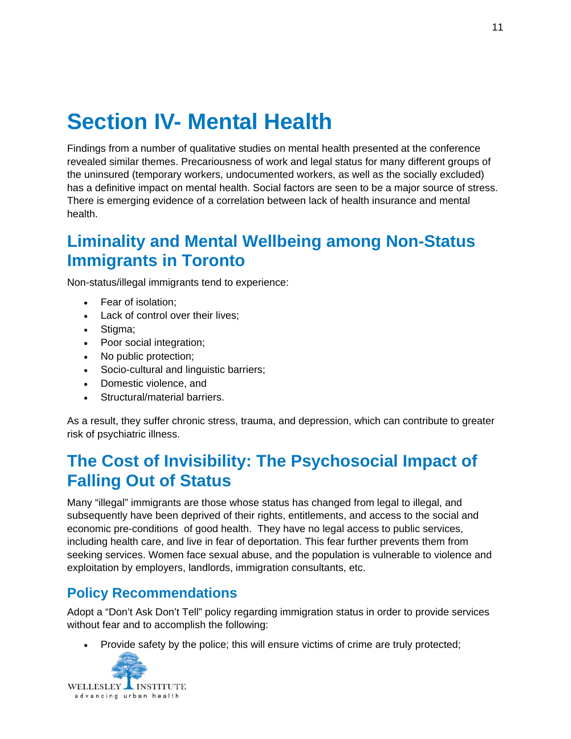# Section IV- Mental Health

Findings from a number of qualitative studies on mental health presented at the conference revealed similar themes. Precariousness of work and legal status for many different groups of the uninsured (temporary workers, undocumented workers, as well as the socially excluded) has a definitive impact on mental health. Social factors are seen to be a major source of stress. There is emerging evidence of a correlation between lack of health insurance and mental health.

## Liminality and Mental Wellbeing among Non-Status Immigrants in Toronto

Non-status/illegal immigrants tend to experience:

- Fear of isolation;
- Lack of control over their lives;
- Stigma;
- Poor social integration;
- No public protection;
- Socio-cultural and linguistic barriers;
- Domestic violence, and
- Structural/material barriers.

As a result, they suffer chronic stress, trauma, and depression, which can contribute to greater risk of psychiatric illness.

## The Cost of Invisibility: The Psychosocial Impact of Falling Out of Status

Many "illegal" immigrants are those whose status has changed from legal to illegal, and subsequently have been deprived of their rights, entitlements, and access to the social and economic pre-conditions of good health. They have no legal access to public services, including health care, and live in fear of deportation. This fear further prevents them from seeking services. Women face sexual abuse, and the population is vulnerable to violence and exploitation by employers, landlords, immigration consultants, etc.

### Policy Recommendations

Adopt a "Don't Ask Don't Tell" policy regarding immigration status in order to provide services without fear and to accomplish the following:

- Provide safety by the police; this will ensure victims of crime are truly protected;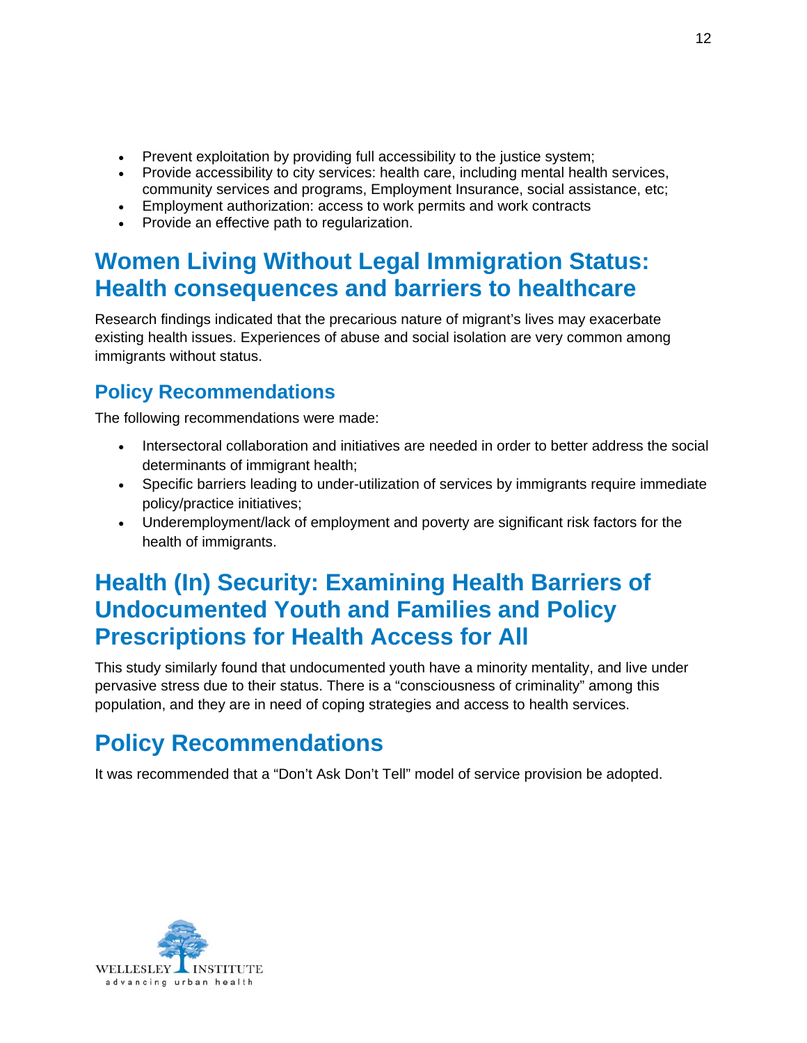- Prevent exploitation by providing full accessibility to the justice system;
- Provide accessibility to city services: health care, including mental health services, community services and programs, Employment Insurance, social assistance, etc;
- Employment authorization: access to work permits and work contracts
- Provide an effective path to regularization.

## Women Living Without Legal Immigration Status: Health consequences and barriers to healthcare

Research findings indicated that the precarious nature of migrant's lives may exacerbate existing health issues. Experiences of abuse and social isolation are very common among immigrants without status.

### Policy Recommendations

The following recommendations were made:

- Intersectoral collaboration and initiatives are needed in order to better address the social determinants of immigrant health;
- Specific barriers leading to under-utilization of services by immigrants require immediate policy/practice initiatives;
- Underemployment/lack of employment and poverty are significant risk factors for the health of immigrants.

## Health (In) Security: Examining Health Barriers of Undocumented Youth and Families and Policy Prescriptions for Health Access for All

This study similarly found that undocumented youth have a minority mentality, and live under pervasive stress due to their status. There is a "consciousness of criminality" among this population, and they are in need of coping strategies and access to health services.

## Policy Recommendations

It was recommended that a "Don't Ask Don't Tell" model of service provision be adopted.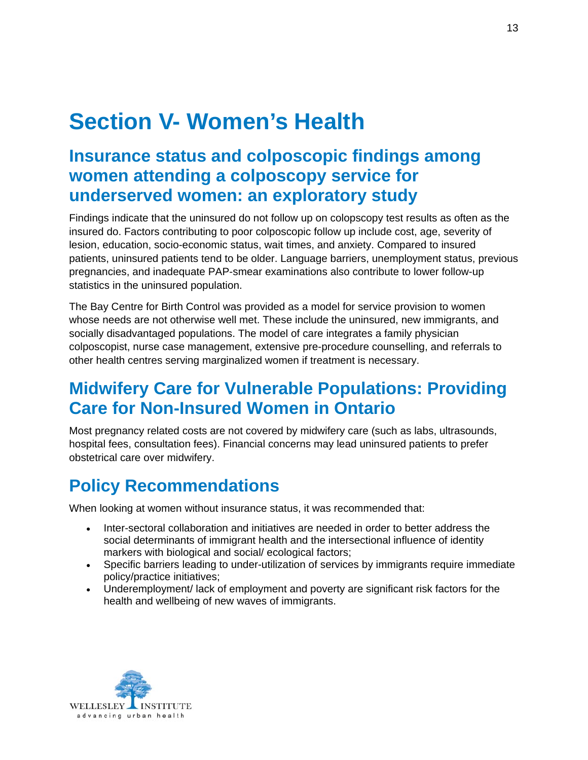# Section V- Women's Health

## Insurance status and colposcopic findings among women attending a colposcopy service for underserved women: an exploratory study

Findings indicate that the uninsured do not follow up on colopscopy test results as often as the insured do. Factors contributing to poor colposcopic follow up include cost, age, severity of lesion, education, socio-economic status, wait times, and anxiety. Compared to insured patients, uninsured patients tend to be older. Language barriers, unemployment status, previous pregnancies, and inadequate PAP-smear examinations also contribute to lower follow-up statistics in the uninsured population.

The Bay Centre for Birth Control was provided as a model for service provision to women whose needs are not otherwise well met. These include the uninsured, new immigrants, and socially disadvantaged populations. The model of care integrates a family physician colposcopist, nurse case management, extensive pre-procedure counselling, and referrals to other health centres serving marginalized women if treatment is necessary.

## Midwifery Care for Vulnerable Populations: Providing Care for Non-Insured Women in Ontario

Most pregnancy related costs are not covered by midwifery care (such as labs, ultrasounds, hospital fees, consultation fees). Financial concerns may lead uninsured patients to prefer obstetrical care over midwifery.

## Policy Recommendations

When looking at women without insurance status, it was recommended that:

- Inter-sectoral collaboration and initiatives are needed in order to better address the social determinants of immigrant health and the intersectional influence of identity markers with biological and social/ ecological factors;
- Specific barriers leading to under-utilization of services by immigrants require immediate policy/practice initiatives;
- Underemployment/ lack of employment and poverty are significant risk factors for the health and wellbeing of new waves of immigrants.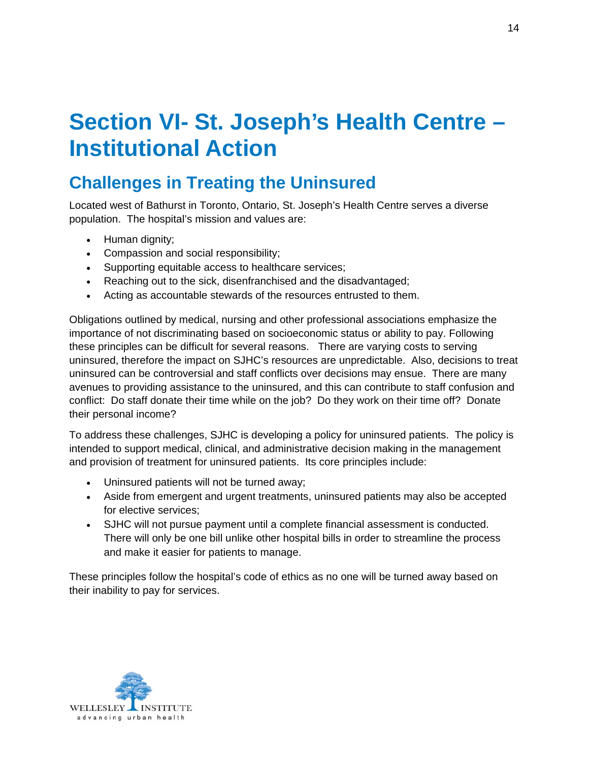# Section VI- St. Joseph's Health Centre – Institutional Action

## Challenges in Treating the Uninsured

Located west of Bathurst in Toronto, Ontario, St. Joseph's Health Centre serves a diverse population. The hospital's mission and values are:

- Human dignity;
- Compassion and social responsibility;
- Supporting equitable access to healthcare services;
- Reaching out to the sick, disenfranchised and the disadvantaged;
- Acting as accountable stewards of the resources entrusted to them.

Obligations outlined by medical, nursing and other professional associations emphasize the importance of not discriminating based on socioeconomic status or ability to pay. Following these principles can be difficult for several reasons. There are varying costs to serving uninsured, therefore the impact on SJHC's resources are unpredictable. Also, decisions to treat uninsured can be controversial and staff conflicts over decisions may ensue. There are many avenues to providing assistance to the uninsured, and this can contribute to staff confusion and conflict: Do staff donate their time while on the job? Do they work on their time off? Donate their personal income?

To address these challenges, SJHC is developing a policy for uninsured patients. The policy is intended to support medical, clinical, and administrative decision making in the management and provision of treatment for uninsured patients. Its core principles include:

- Uninsured patients will not be turned away;
- Aside from emergent and urgent treatments, uninsured patients may also be accepted for elective services;
- SJHC will not pursue payment until a complete financial assessment is conducted. There will only be one bill unlike other hospital bills in order to streamline the process and make it easier for patients to manage.

These principles follow the hospital's code of ethics as no one will be turned away based on their inability to pay for services.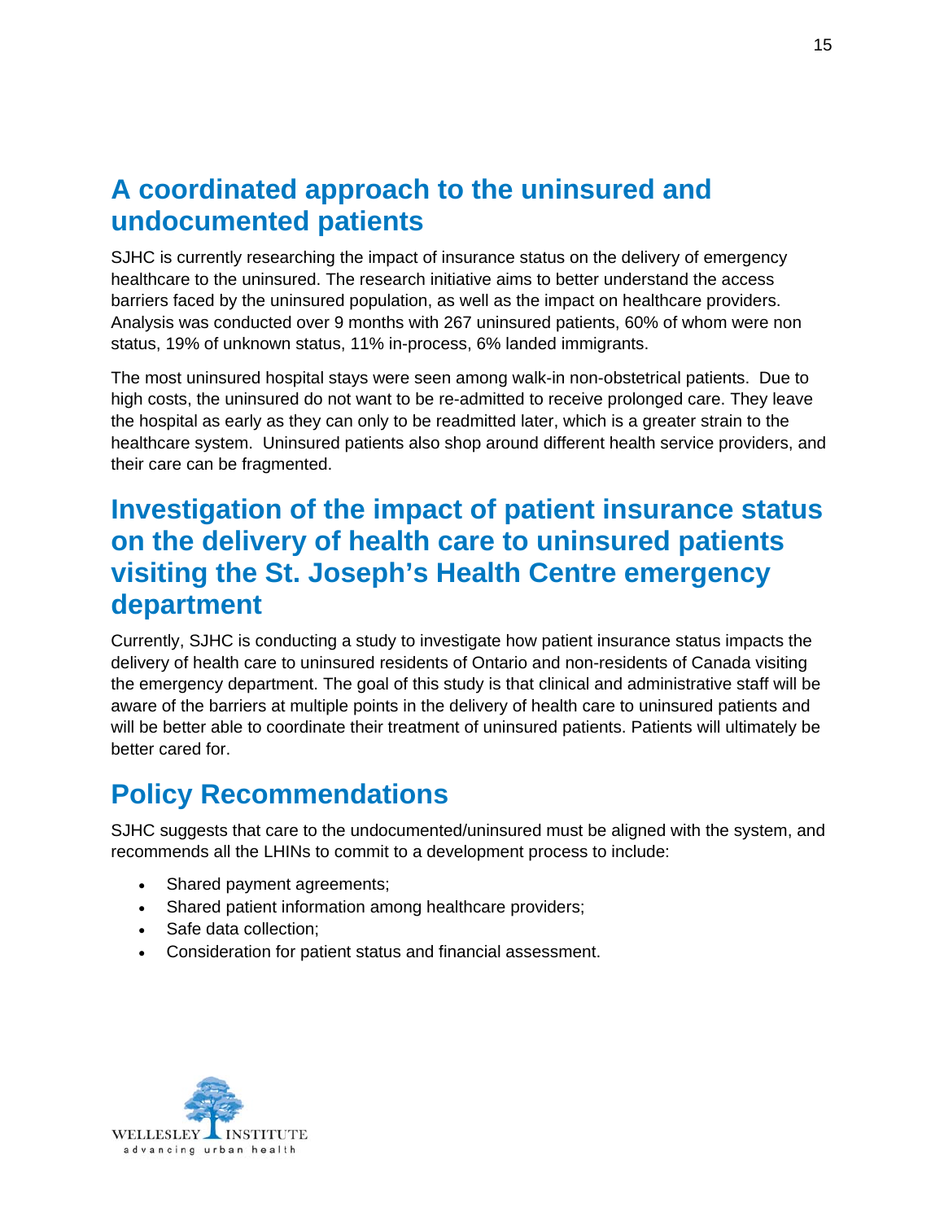## A coordinated approach to the uninsured and undocumented patients

SJHC is currently researching the impact of insurance status on the delivery of emergency healthcare to the uninsured. The research initiative aims to better understand the access barriers faced by the uninsured population, as well as the impact on healthcare providers. Analysis was conducted over 9 months with 267 uninsured patients, 60% of whom were non status, 19% of unknown status, 11% in-process, 6% landed immigrants.

The most uninsured hospital stays were seen among walk-in non-obstetrical patients. Due to high costs, the uninsured do not want to be re-admitted to receive prolonged care. They leave the hospital as early as they can only to be readmitted later, which is a greater strain to the healthcare system. Uninsured patients also shop around different health service providers, and their care can be fragmented.

## Investigation of the impact of patient insurance status on the delivery of health care to uninsured patients visiting the St. Joseph's Health Centre emergency department

Currently, SJHC is conducting a study to investigate how patient insurance status impacts the delivery of health care to uninsured residents of Ontario and non-residents of Canada visiting the emergency department. The goal of this study is that clinical and administrative staff will be aware of the barriers at multiple points in the delivery of health care to uninsured patients and will be better able to coordinate their treatment of uninsured patients. Patients will ultimately be better cared for.

## Policy Recommendations

SJHC suggests that care to the undocumented/uninsured must be aligned with the system, and recommends all the LHINs to commit to a development process to include:

- Shared payment agreements;
- Shared patient information among healthcare providers;
- Safe data collection;
- Consideration for patient status and financial assessment.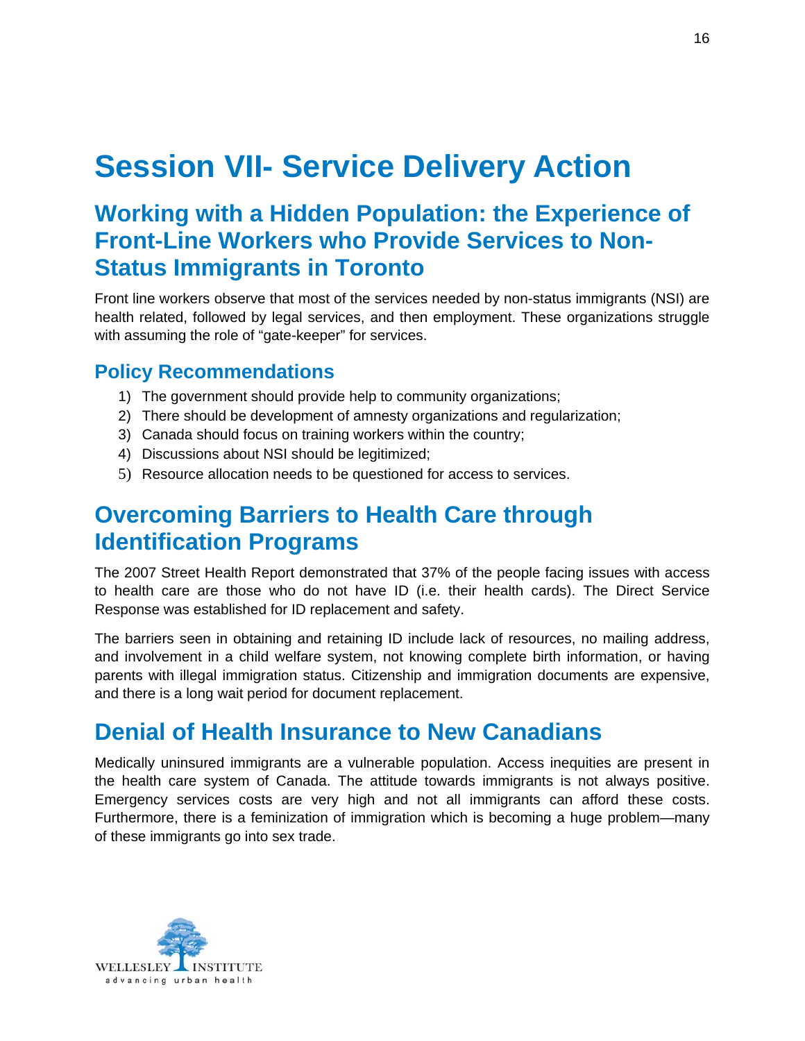# Session VII- Service Delivery Action

## Working with a Hidden Population: the Experience of Front-Line Workers who Provide Services to Non-Status Immigrants in Toronto

Front line workers observe that most of the services needed by non-status immigrants (NSI) are health related, followed by legal services, and then employment. These organizations struggle with assuming the role of "gate-keeper" for services.

### Policy Recommendations

1) The government should provide help to community organizations;
2) There should be development of amnesty organizations and regularization;
3) Canada should focus on training workers within the country;
4) Discussions about NSI should be legitimized;
5) Resource allocation needs to be questioned for access to services.

## Overcoming Barriers to Health Care through Identification Programs

The 2007 Street Health Report demonstrated that 37% of the people facing issues with access to health care are those who do not have ID (i.e. their health cards). The Direct Service Response was established for ID replacement and safety.

The barriers seen in obtaining and retaining ID include lack of resources, no mailing address, and involvement in a child welfare system, not knowing complete birth information, or having parents with illegal immigration status. Citizenship and immigration documents are expensive, and there is a long wait period for document replacement.

## Denial of Health Insurance to New Canadians

Medically uninsured immigrants are a vulnerable population. Access inequities are present in the health care system of Canada. The attitude towards immigrants is not always positive. Emergency services costs are very high and not all immigrants can afford these costs. Furthermore, there is a feminization of immigration which is becoming a huge problem—many of these immigrants go into sex trade.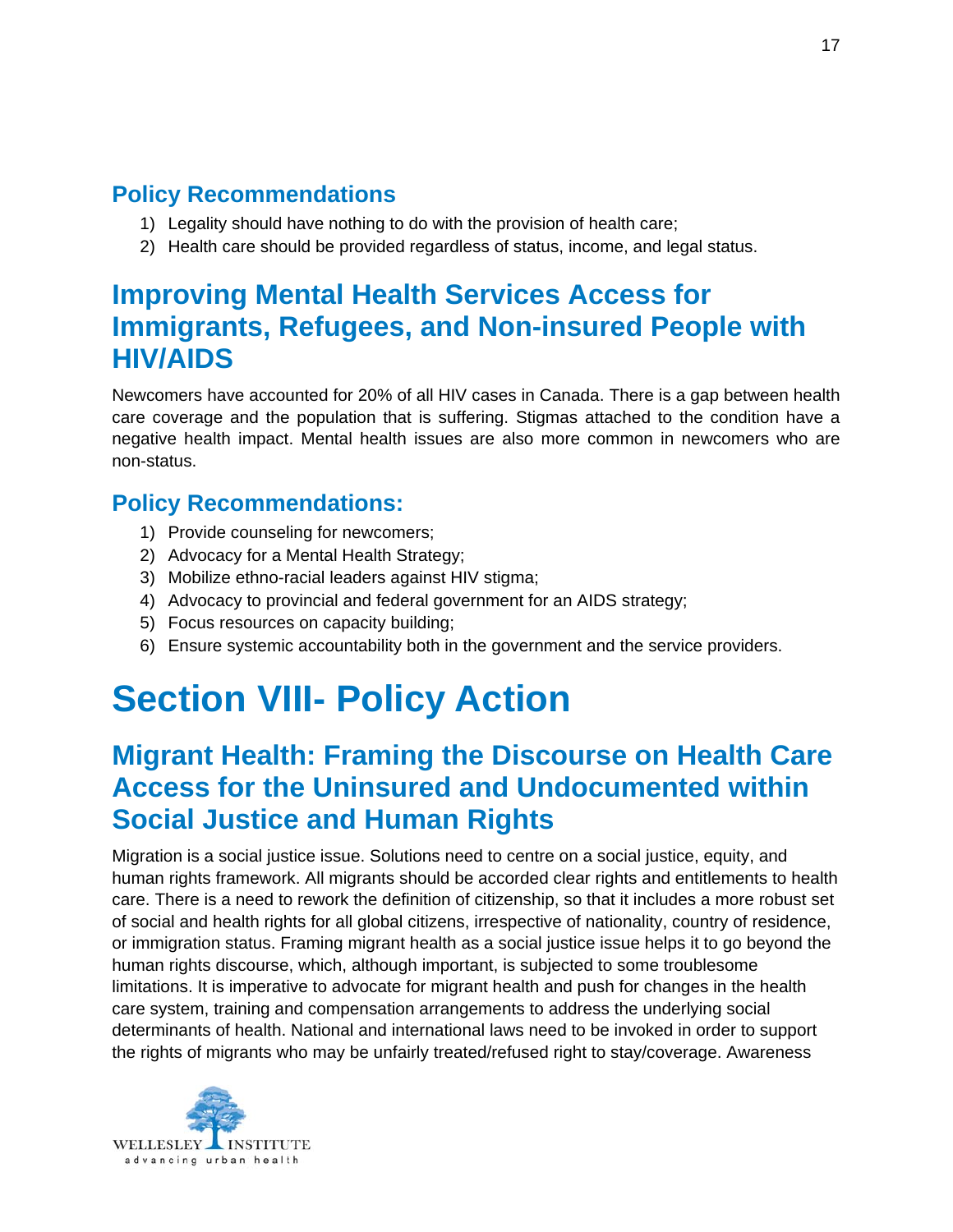### Policy Recommendations

1) Legality should have nothing to do with the provision of health care;
2) Health care should be provided regardless of status, income, and legal status.

## Improving Mental Health Services Access for Immigrants, Refugees, and Non-insured People with HIV/AIDS

Newcomers have accounted for 20% of all HIV cases in Canada. There is a gap between health care coverage and the population that is suffering. Stigmas attached to the condition have a negative health impact. Mental health issues are also more common in newcomers who are non-status.

### Policy Recommendations:

1) Provide counseling for newcomers;
2) Advocacy for a Mental Health Strategy;
3) Mobilize ethno-racial leaders against HIV stigma;
4) Advocacy to provincial and federal government for an AIDS strategy;
5) Focus resources on capacity building;
6) Ensure systemic accountability both in the government and the service providers.

# Section VIII- Policy Action

## Migrant Health: Framing the Discourse on Health Care Access for the Uninsured and Undocumented within Social Justice and Human Rights

Migration is a social justice issue. Solutions need to centre on a social justice, equity, and human rights framework. All migrants should be accorded clear rights and entitlements to health care. There is a need to rework the definition of citizenship, so that it includes a more robust set of social and health rights for all global citizens, irrespective of nationality, country of residence, or immigration status. Framing migrant health as a social justice issue helps it to go beyond the human rights discourse, which, although important, is subjected to some troublesome limitations. It is imperative to advocate for migrant health and push for changes in the health care system, training and compensation arrangements to address the underlying social determinants of health. National and international laws need to be invoked in order to support the rights of migrants who may be unfairly treated/refused right to stay/coverage. Awareness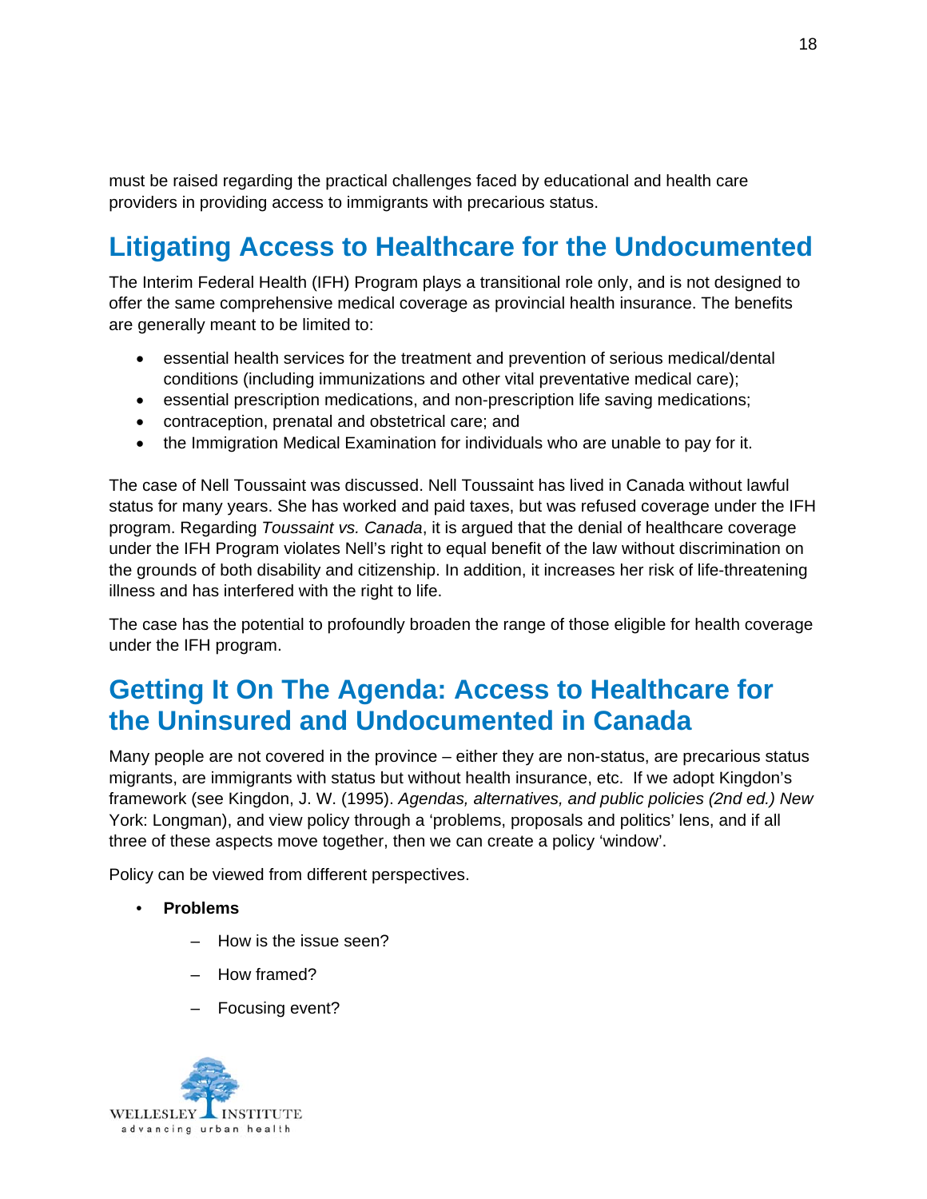must be raised regarding the practical challenges faced by educational and health care providers in providing access to immigrants with precarious status.

## Litigating Access to Healthcare for the Undocumented

The Interim Federal Health (IFH) Program plays a transitional role only, and is not designed to offer the same comprehensive medical coverage as provincial health insurance. The benefits are generally meant to be limited to:

- essential health services for the treatment and prevention of serious medical/dental conditions (including immunizations and other vital preventative medical care);
- essential prescription medications, and non-prescription life saving medications;
- contraception, prenatal and obstetrical care; and
- the Immigration Medical Examination for individuals who are unable to pay for it.

The case of Nell Toussaint was discussed. Nell Toussaint has lived in Canada without lawful status for many years. She has worked and paid taxes, but was refused coverage under the IFH program. Regarding *Toussaint vs. Canada*, it is argued that the denial of healthcare coverage under the IFH Program violates Nell's right to equal benefit of the law without discrimination on the grounds of both disability and citizenship. In addition, it increases her risk of life-threatening illness and has interfered with the right to life.

The case has the potential to profoundly broaden the range of those eligible for health coverage under the IFH program.

## Getting It On The Agenda: Access to Healthcare for the Uninsured and Undocumented in Canada

Many people are not covered in the province – either they are non-status, are precarious status migrants, are immigrants with status but without health insurance, etc. If we adopt Kingdon's framework (see Kingdon, J. W. (1995). *Agendas, alternatives, and public policies (2nd ed.) New* York: Longman), and view policy through a 'problems, proposals and politics' lens, and if all three of these aspects move together, then we can create a policy 'window'.

Policy can be viewed from different perspectives.

- **Problems**
  - How is the issue seen?
  - How framed?
  - Focusing event?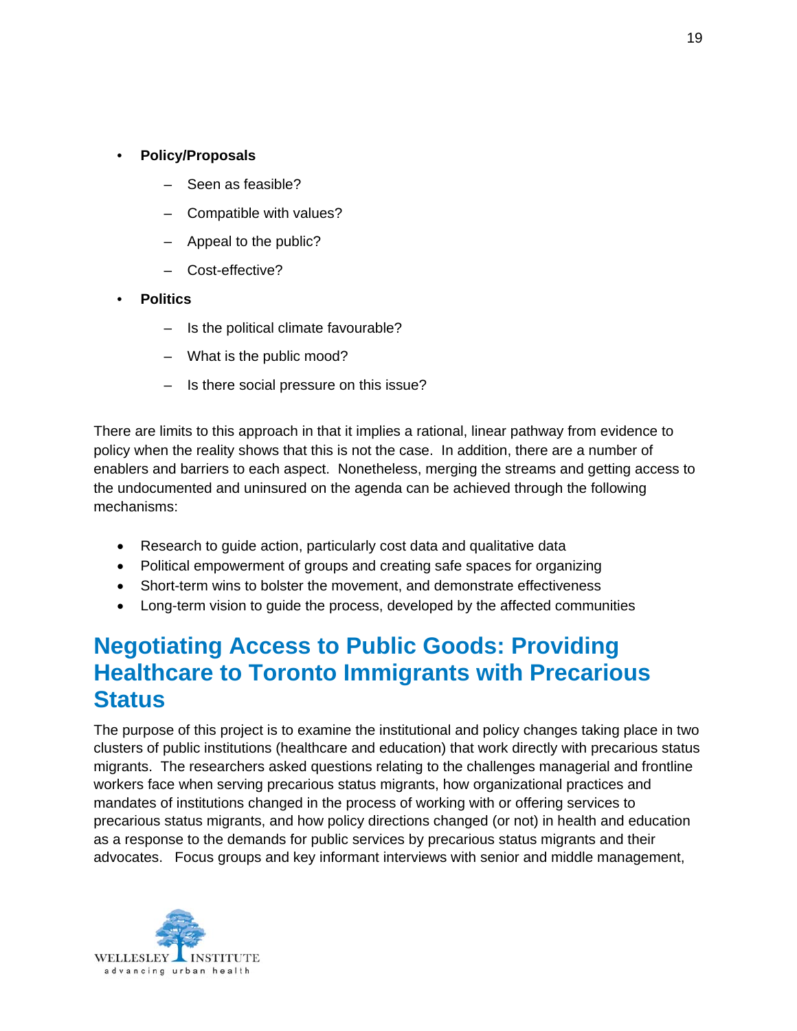- **Policy/Proposals**
  - Seen as feasible?
  - Compatible with values?
  - Appeal to the public?
  - Cost-effective?
- **Politics**
  - Is the political climate favourable?
  - What is the public mood?
  - Is there social pressure on this issue?

There are limits to this approach in that it implies a rational, linear pathway from evidence to policy when the reality shows that this is not the case. In addition, there are a number of enablers and barriers to each aspect. Nonetheless, merging the streams and getting access to the undocumented and uninsured on the agenda can be achieved through the following mechanisms:

- Research to guide action, particularly cost data and qualitative data
- Political empowerment of groups and creating safe spaces for organizing
- Short-term wins to bolster the movement, and demonstrate effectiveness
- Long-term vision to guide the process, developed by the affected communities

## Negotiating Access to Public Goods: Providing Healthcare to Toronto Immigrants with Precarious Status

The purpose of this project is to examine the institutional and policy changes taking place in two clusters of public institutions (healthcare and education) that work directly with precarious status migrants. The researchers asked questions relating to the challenges managerial and frontline workers face when serving precarious status migrants, how organizational practices and mandates of institutions changed in the process of working with or offering services to precarious status migrants, and how policy directions changed (or not) in health and education as a response to the demands for public services by precarious status migrants and their advocates. Focus groups and key informant interviews with senior and middle management,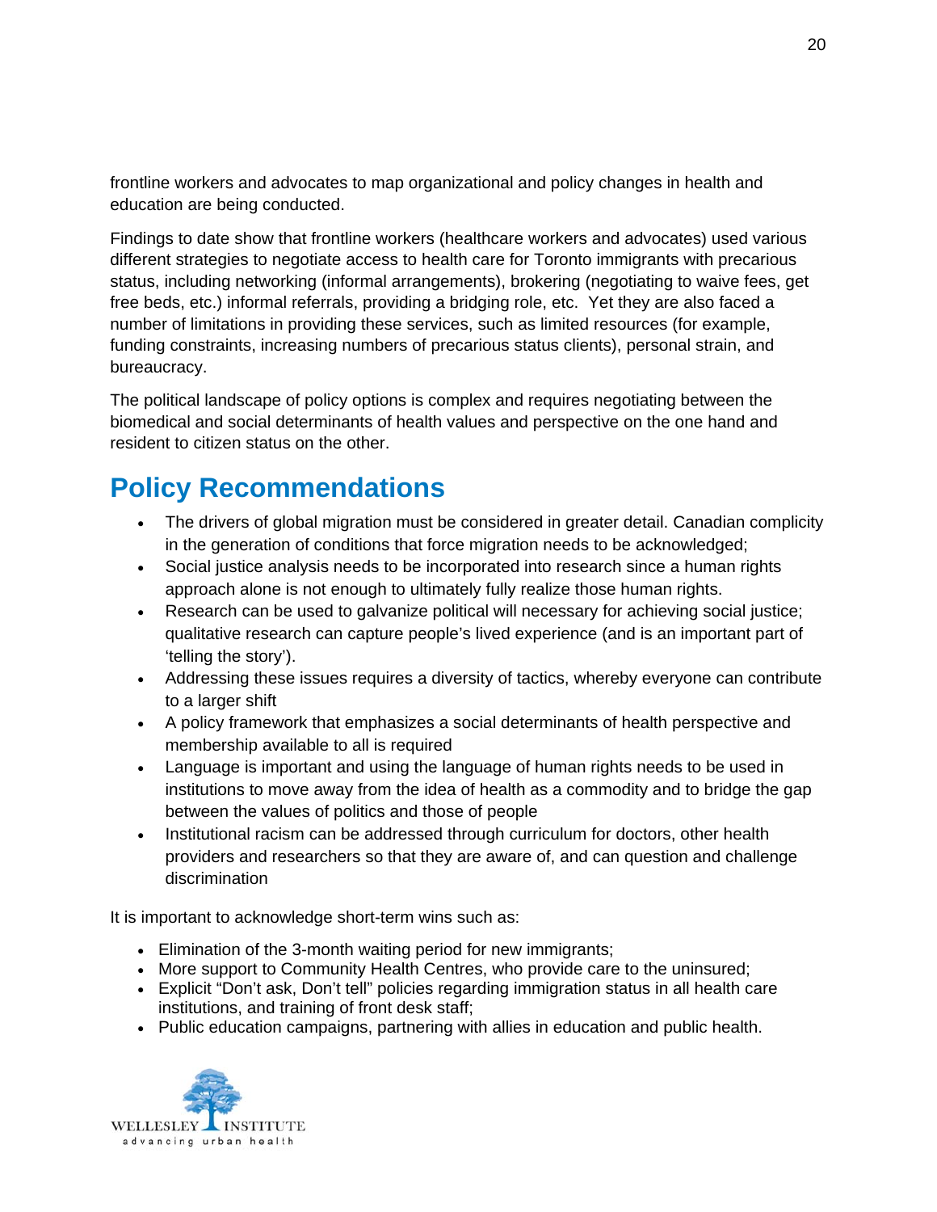frontline workers and advocates to map organizational and policy changes in health and education are being conducted.

Findings to date show that frontline workers (healthcare workers and advocates) used various different strategies to negotiate access to health care for Toronto immigrants with precarious status, including networking (informal arrangements), brokering (negotiating to waive fees, get free beds, etc.) informal referrals, providing a bridging role, etc. Yet they are also faced a number of limitations in providing these services, such as limited resources (for example, funding constraints, increasing numbers of precarious status clients), personal strain, and bureaucracy.

The political landscape of policy options is complex and requires negotiating between the biomedical and social determinants of health values and perspective on the one hand and resident to citizen status on the other.

## Policy Recommendations

- The drivers of global migration must be considered in greater detail. Canadian complicity in the generation of conditions that force migration needs to be acknowledged;
- Social justice analysis needs to be incorporated into research since a human rights approach alone is not enough to ultimately fully realize those human rights.
- Research can be used to galvanize political will necessary for achieving social justice; qualitative research can capture people's lived experience (and is an important part of 'telling the story').
- Addressing these issues requires a diversity of tactics, whereby everyone can contribute to a larger shift
- A policy framework that emphasizes a social determinants of health perspective and membership available to all is required
- Language is important and using the language of human rights needs to be used in institutions to move away from the idea of health as a commodity and to bridge the gap between the values of politics and those of people
- Institutional racism can be addressed through curriculum for doctors, other health providers and researchers so that they are aware of, and can question and challenge discrimination

It is important to acknowledge short-term wins such as:

- Elimination of the 3-month waiting period for new immigrants;
- More support to Community Health Centres, who provide care to the uninsured;
- Explicit "Don't ask, Don't tell" policies regarding immigration status in all health care institutions, and training of front desk staff;
- Public education campaigns, partnering with allies in education and public health.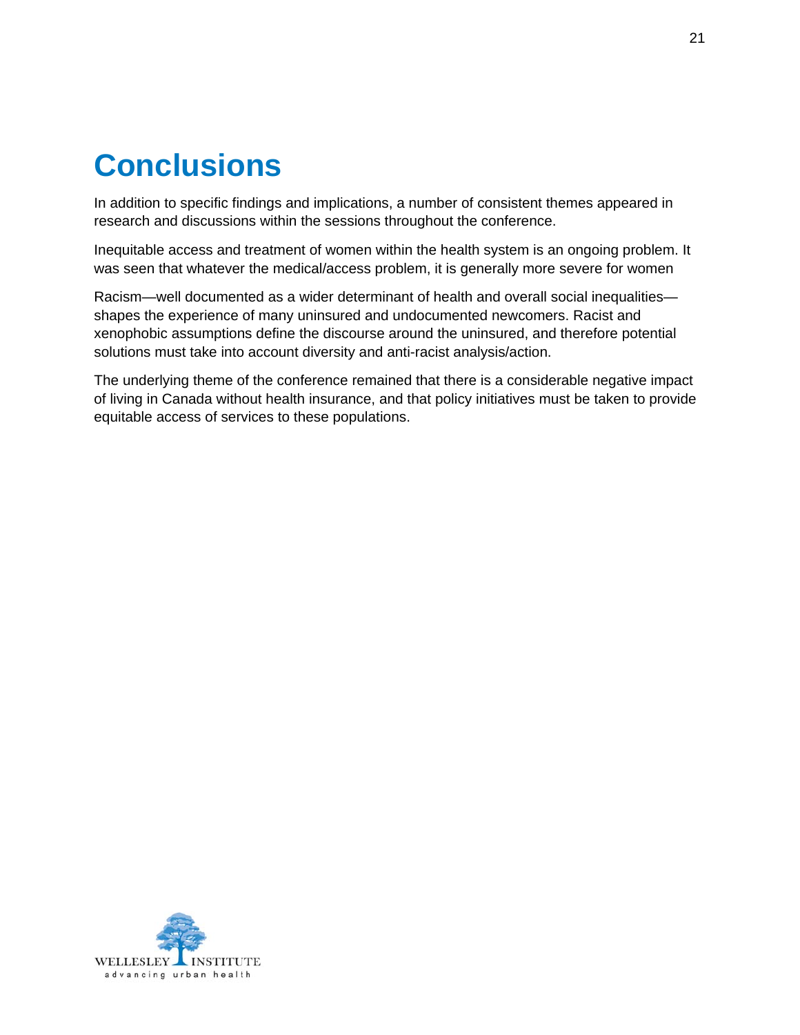# Conclusions

In addition to specific findings and implications, a number of consistent themes appeared in research and discussions within the sessions throughout the conference.

Inequitable access and treatment of women within the health system is an ongoing problem. It was seen that whatever the medical/access problem, it is generally more severe for women

Racism—well documented as a wider determinant of health and overall social inequalities—shapes the experience of many uninsured and undocumented newcomers. Racist and xenophobic assumptions define the discourse around the uninsured, and therefore potential solutions must take into account diversity and anti-racist analysis/action.

The underlying theme of the conference remained that there is a considerable negative impact of living in Canada without health insurance, and that policy initiatives must be taken to provide equitable access of services to these populations.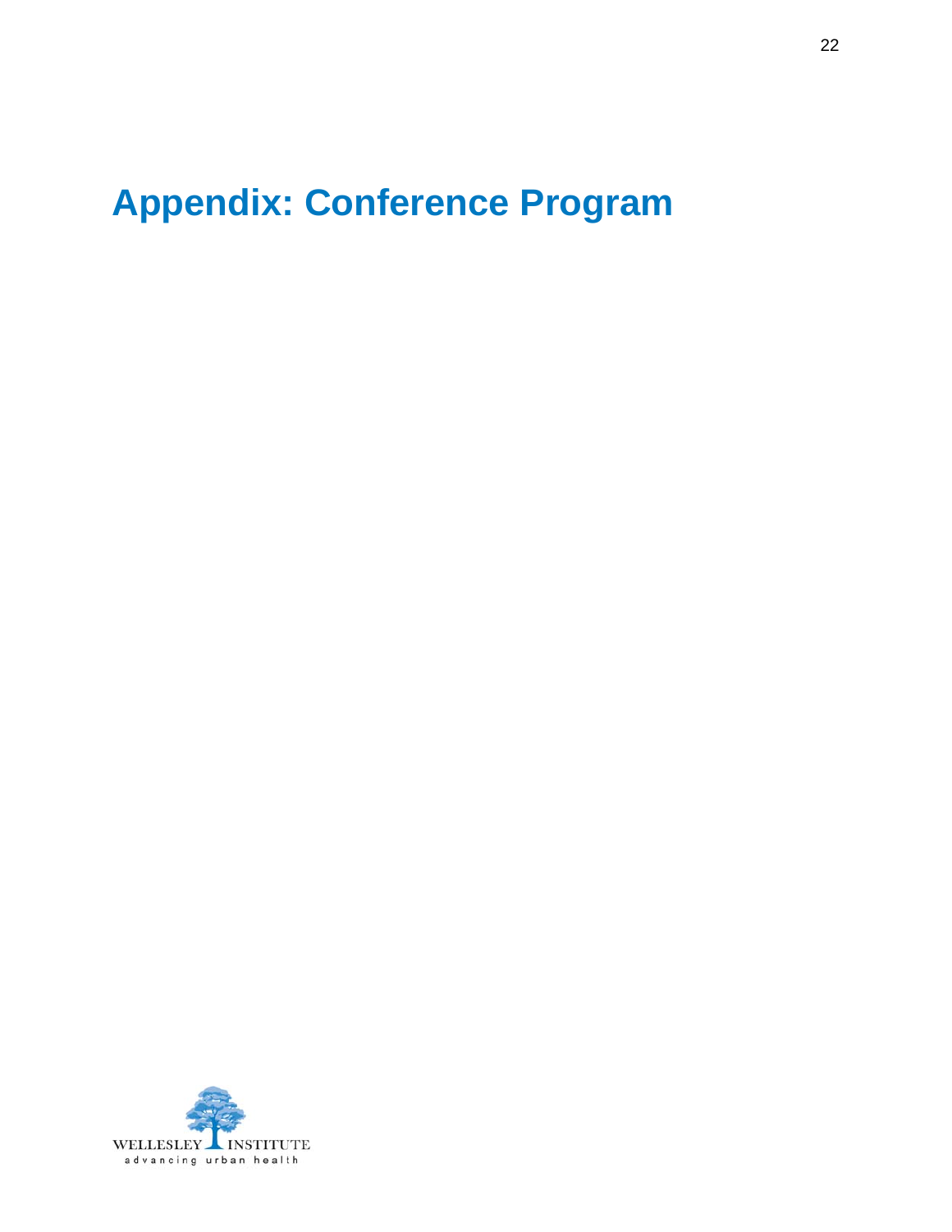# Appendix: Conference Program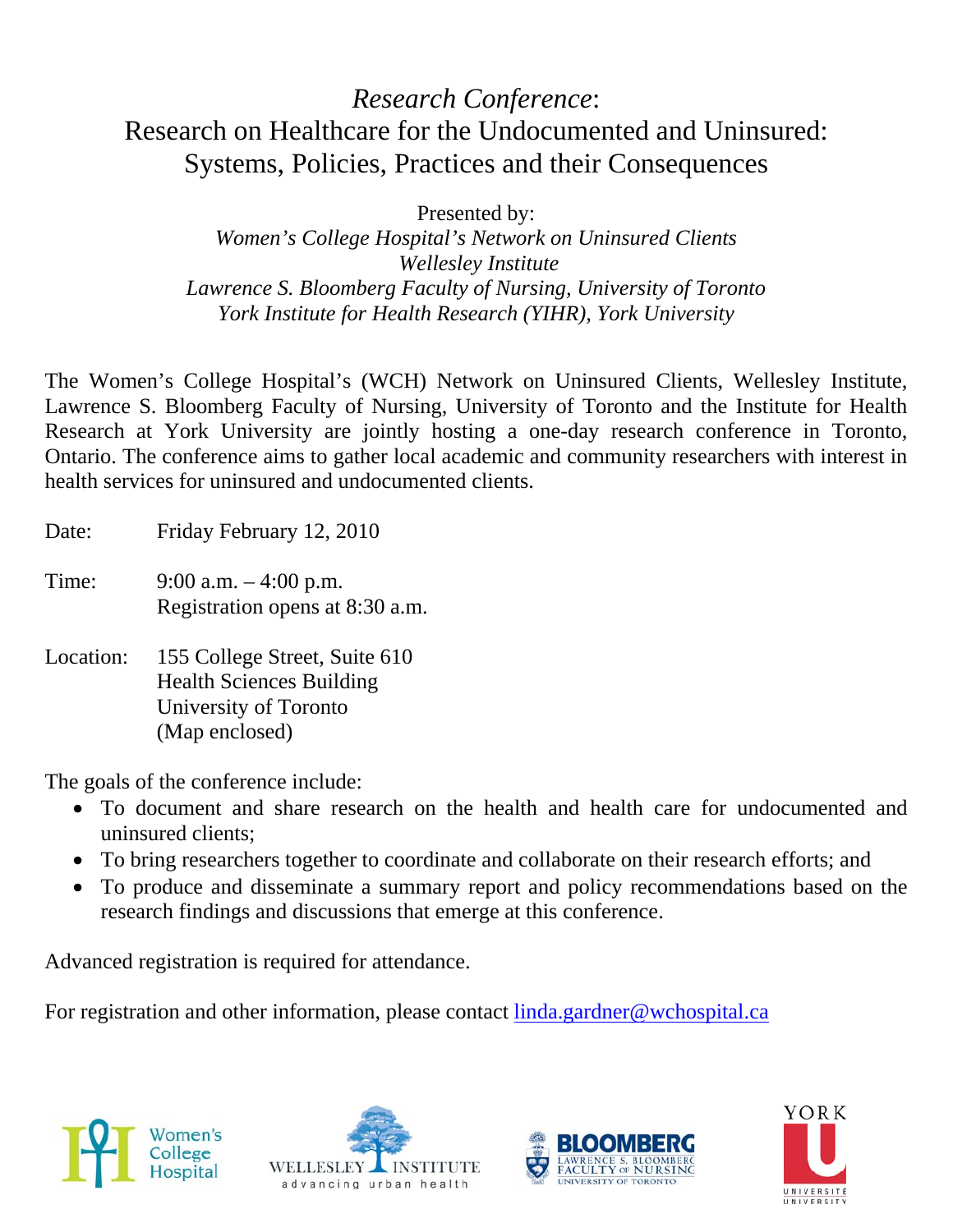# *Research Conference*: Research on Healthcare for the Undocumented and Uninsured: Systems, Policies, Practices and their Consequences

Presented by:

*Women's College Hospital's Network on Uninsured Clients*
*Wellesley Institute*
*Lawrence S. Bloomberg Faculty of Nursing, University of Toronto*
*York Institute for Health Research (YIHR), York University*

The Women's College Hospital's (WCH) Network on Uninsured Clients, Wellesley Institute, Lawrence S. Bloomberg Faculty of Nursing, University of Toronto and the Institute for Health Research at York University are jointly hosting a one-day research conference in Toronto, Ontario. The conference aims to gather local academic and community researchers with interest in health services for uninsured and undocumented clients.

Date: Friday February 12, 2010

Time: 9:00 a.m. – 4:00 p.m.
Registration opens at 8:30 a.m.

Location: 155 College Street, Suite 610
Health Sciences Building
University of Toronto
(Map enclosed)

The goals of the conference include:

- To document and share research on the health and health care for undocumented and uninsured clients;
- To bring researchers together to coordinate and collaborate on their research efforts; and
- To produce and disseminate a summary report and policy recommendations based on the research findings and discussions that emerge at this conference.

Advanced registration is required for attendance.

For registration and other information, please contact linda.gardner@wchospital.ca

Women's College Hospital | WELLESLEY INSTITUTE advancing urban health | BLOOMBERG LAWRENCE S. BLOOMBERG FACULTY OF NURSING UNIVERSITY OF TORONTO | YORK UNIVERSITÉ UNIVERSITY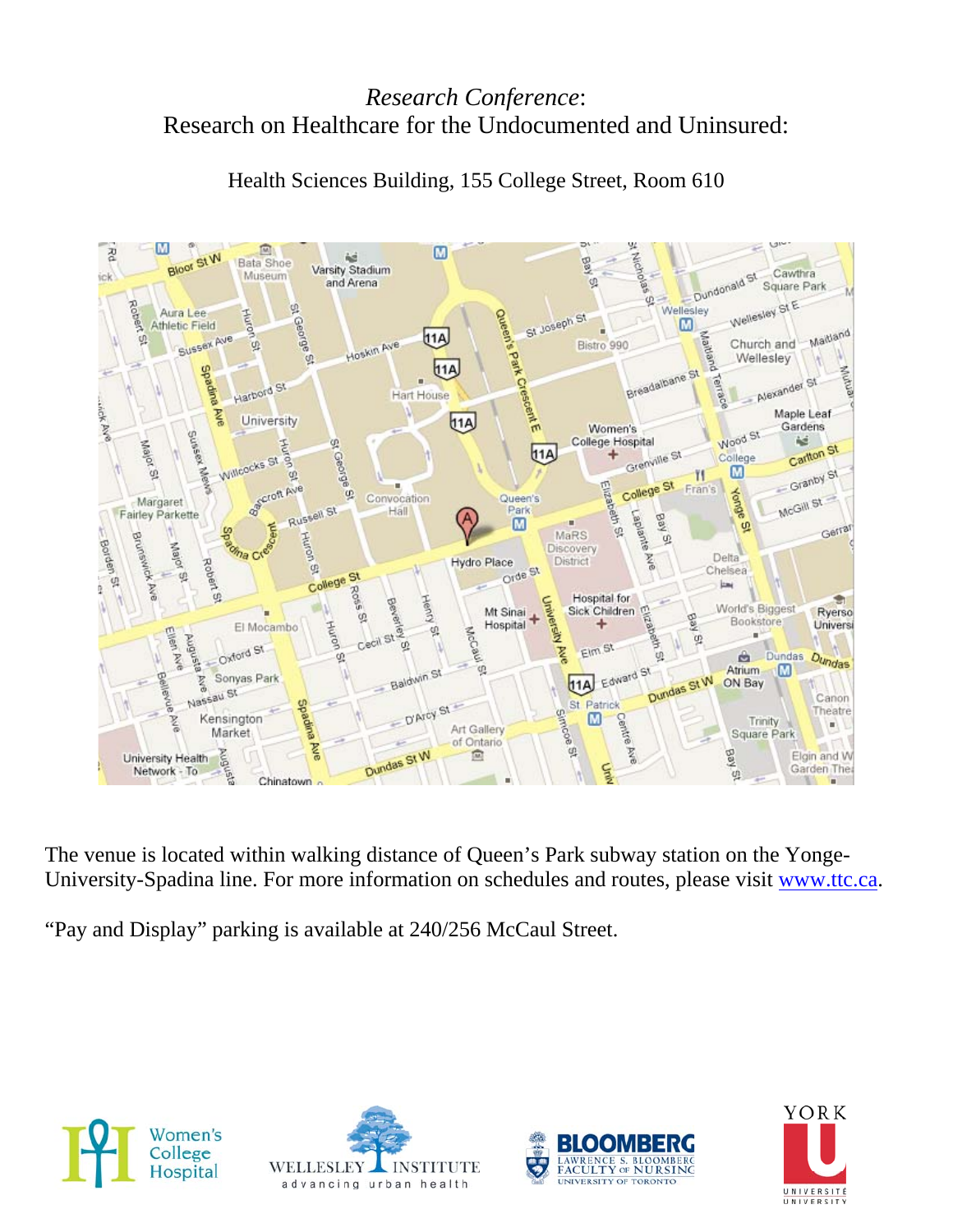*Research Conference*:
Research on Healthcare for the Undocumented and Uninsured:

Health Sciences Building, 155 College Street, Room 610

The venue is located within walking distance of Queen's Park subway station on the Yonge-University-Spadina line. For more information on schedules and routes, please visit www.ttc.ca.

"Pay and Display" parking is available at 240/256 McCaul Street.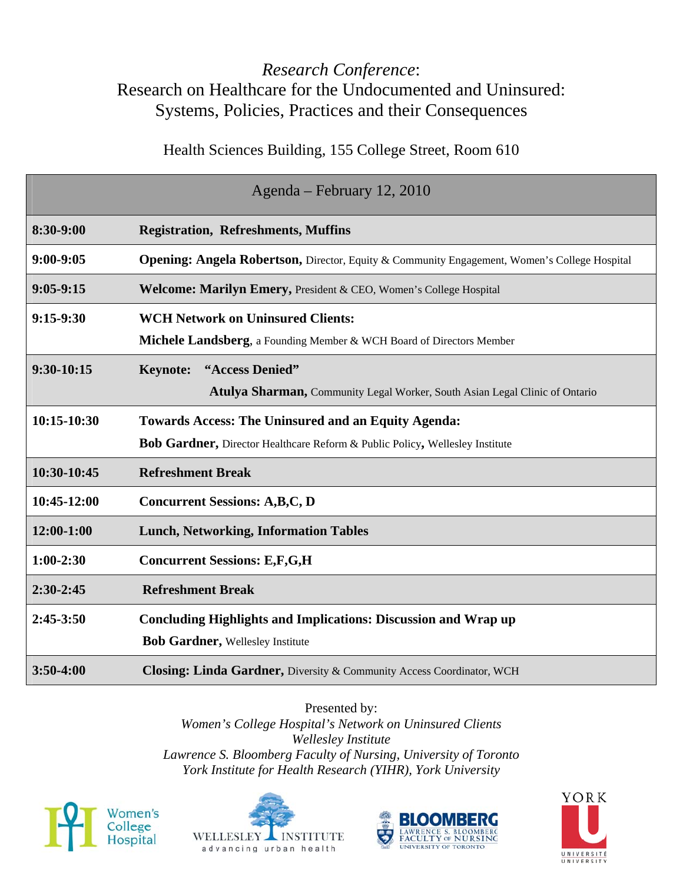# *Research Conference*:
# Research on Healthcare for the Undocumented and Uninsured: Systems, Policies, Practices and their Consequences

Health Sciences Building, 155 College Street, Room 610

| Agenda – February 12, 2010 | |
|---|---|
| **8:30-9:00** | **Registration, Refreshments, Muffins** |
| **9:00-9:05** | **Opening: Angela Robertson,** Director, Equity & Community Engagement, Women's College Hospital |
| **9:05-9:15** | **Welcome: Marilyn Emery,** President & CEO, Women's College Hospital |
| **9:15-9:30** | **WCH Network on Uninsured Clients:** **Michele Landsberg**, a Founding Member & WCH Board of Directors Member |
| **9:30-10:15** | **Keynote: "Access Denied"** **Atulya Sharman,** Community Legal Worker, South Asian Legal Clinic of Ontario |
| **10:15-10:30** | **Towards Access: The Uninsured and an Equity Agenda:** **Bob Gardner,** Director Healthcare Reform & Public Policy**,** Wellesley Institute |
| **10:30-10:45** | **Refreshment Break** |
| **10:45-12:00** | **Concurrent Sessions: A,B,C, D** |
| **12:00-1:00** | **Lunch, Networking, Information Tables** |
| **1:00-2:30** | **Concurrent Sessions: E,F,G,H** |
| **2:30-2:45** | **Refreshment Break** |
| **2:45-3:50** | **Concluding Highlights and Implications: Discussion and Wrap up** **Bob Gardner,** Wellesley Institute |
| **3:50-4:00** | **Closing: Linda Gardner,** Diversity & Community Access Coordinator, WCH |

Presented by:
*Women's College Hospital's Network on Uninsured Clients*
*Wellesley Institute*
*Lawrence S. Bloomberg Faculty of Nursing, University of Toronto*
*York Institute for Health Research (YIHR), York University*

Women's College Hospital | WELLESLEY INSTITUTE advancing urban health | BLOOMBERG LAWRENCE S. BLOOMBERG FACULTY OF NURSING UNIVERSITY OF TORONTO | YORK UNIVERSITÉ UNIVERSITY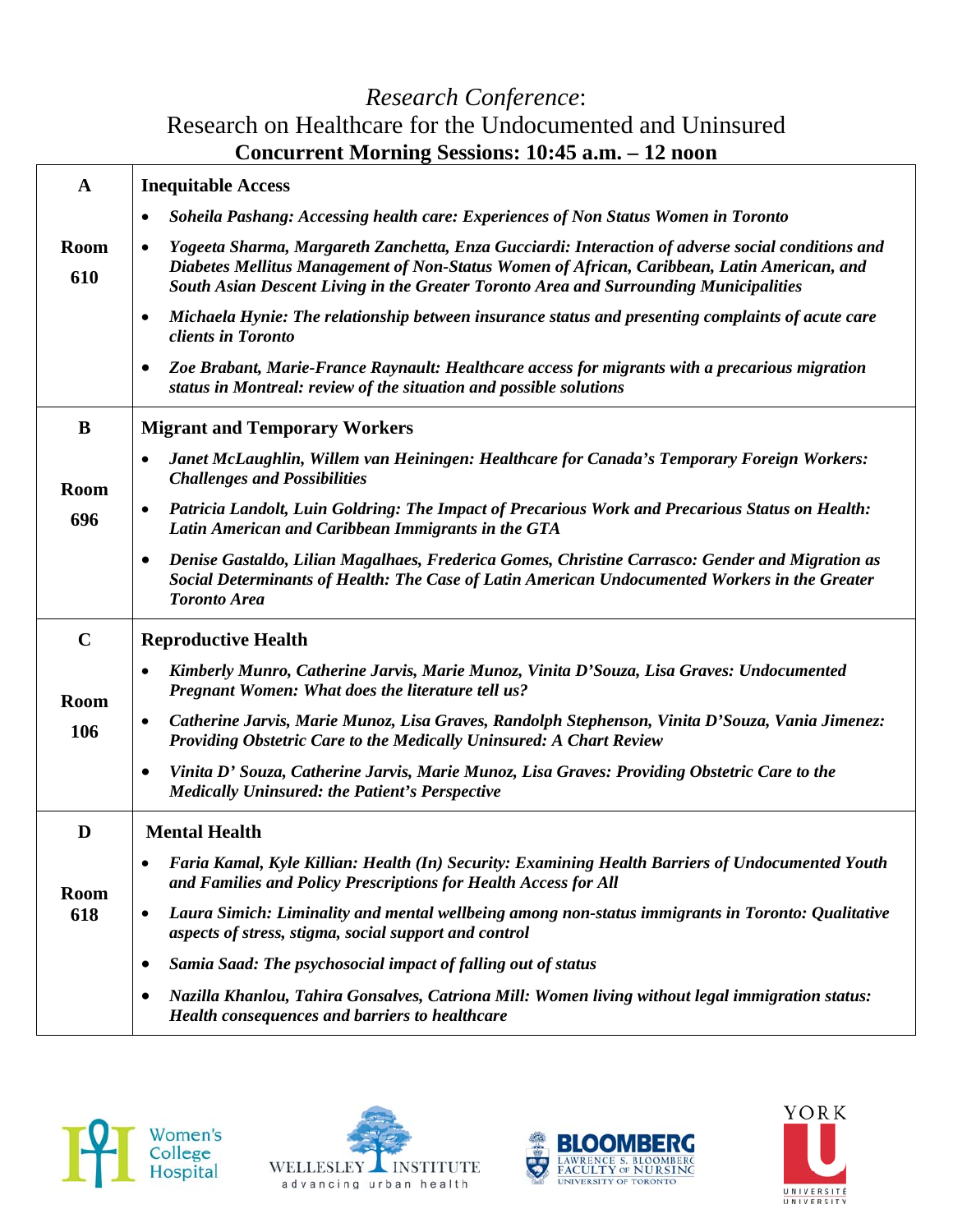# *Research Conference*:
## Research on Healthcare for the Undocumented and Uninsured
### Concurrent Morning Sessions: 10:45 a.m. – 12 noon

| | |
|---|---|
| **A**<br><br>**Room 610** | **Inequitable Access**<br>• ***Soheila Pashang: Accessing health care: Experiences of Non Status Women in Toronto***<br>• ***Yogeeta Sharma, Margareth Zanchetta, Enza Gucciardi: Interaction of adverse social conditions and Diabetes Mellitus Management of Non-Status Women of African, Caribbean, Latin American, and South Asian Descent Living in the Greater Toronto Area and Surrounding Municipalities***<br>• ***Michaela Hynie: The relationship between insurance status and presenting complaints of acute care clients in Toronto***<br>• ***Zoe Brabant, Marie-France Raynault: Healthcare access for migrants with a precarious migration status in Montreal: review of the situation and possible solutions*** |
| **B**<br><br>**Room 696** | **Migrant and Temporary Workers**<br>• ***Janet McLaughlin, Willem van Heiningen: Healthcare for Canada's Temporary Foreign Workers: Challenges and Possibilities***<br>• ***Patricia Landolt, Luin Goldring: The Impact of Precarious Work and Precarious Status on Health: Latin American and Caribbean Immigrants in the GTA***<br>• ***Denise Gastaldo, Lilian Magalhaes, Frederica Gomes, Christine Carrasco: Gender and Migration as Social Determinants of Health: The Case of Latin American Undocumented Workers in the Greater Toronto Area*** |
| **C**<br><br>**Room 106** | **Reproductive Health**<br>• ***Kimberly Munro, Catherine Jarvis, Marie Munoz, Vinita D'Souza, Lisa Graves: Undocumented Pregnant Women: What does the literature tell us?***<br>• ***Catherine Jarvis, Marie Munoz, Lisa Graves, Randolph Stephenson, Vinita D'Souza, Vania Jimenez: Providing Obstetric Care to the Medically Uninsured: A Chart Review***<br>• ***Vinita D' Souza, Catherine Jarvis, Marie Munoz, Lisa Graves: Providing Obstetric Care to the Medically Uninsured: the Patient's Perspective*** |
| **D**<br><br>**Room 618** | **Mental Health**<br>• ***Faria Kamal, Kyle Killian: Health (In) Security: Examining Health Barriers of Undocumented Youth and Families and Policy Prescriptions for Health Access for All***<br>• ***Laura Simich: Liminality and mental wellbeing among non-status immigrants in Toronto: Qualitative aspects of stress, stigma, social support and control***<br>• ***Samia Saad: The psychosocial impact of falling out of status***<br>• ***Nazilla Khanlou, Tahira Gonsalves, Catriona Mill: Women living without legal immigration status: Health consequences and barriers to healthcare*** |

Women's College Hospital | WELLESLEY INSTITUTE advancing urban health | BLOOMBERG LAWRENCE S. BLOOMBERG FACULTY OF NURSING UNIVERSITY OF TORONTO | YORK UNIVERSITÉ UNIVERSITY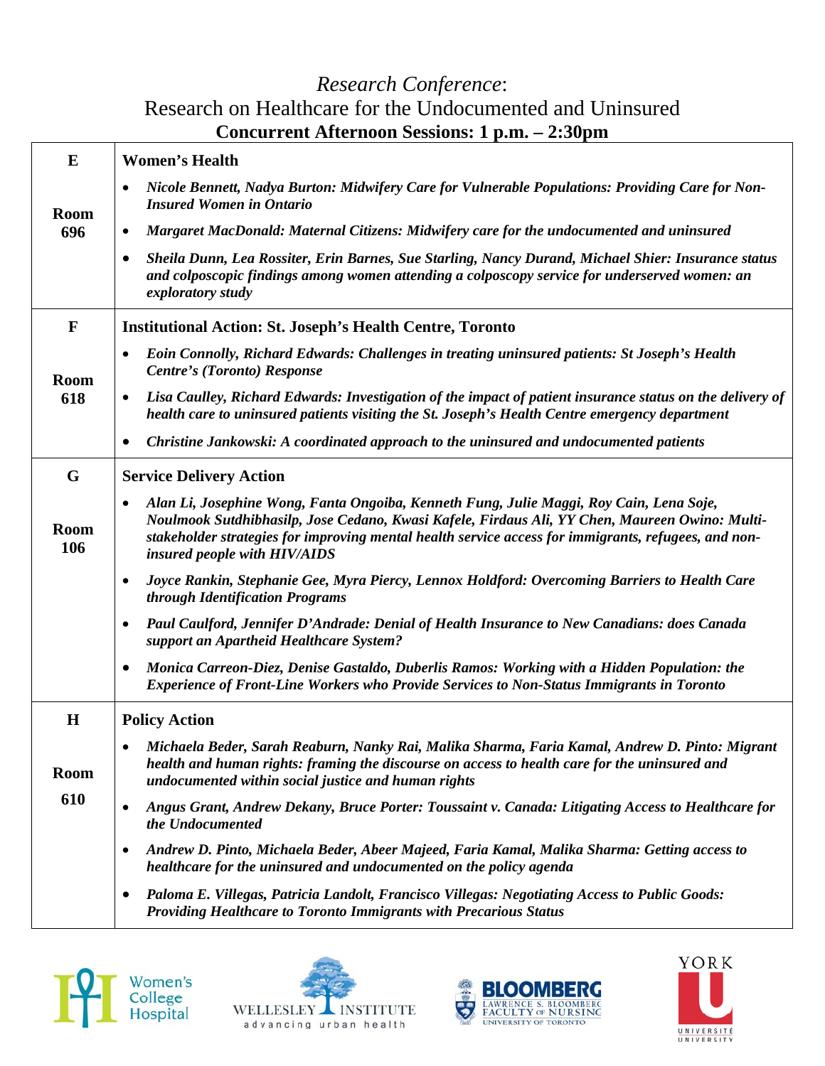# *Research Conference*:
## Research on Healthcare for the Undocumented and Uninsured
### Concurrent Afternoon Sessions: 1 p.m. – 2:30pm

| Session | Topic |
|---|---|
| **E**<br><br>**Room 696** | **Women's Health**<br>• ***Nicole Bennett, Nadya Burton: Midwifery Care for Vulnerable Populations: Providing Care for Non-Insured Women in Ontario***<br>• ***Margaret MacDonald: Maternal Citizens: Midwifery care for the undocumented and uninsured***<br>• ***Sheila Dunn, Lea Rossiter, Erin Barnes, Sue Starling, Nancy Durand, Michael Shier: Insurance status and colposcopic findings among women attending a colposcopy service for underserved women: an exploratory study*** |
| **F**<br><br>**Room 618** | **Institutional Action: St. Joseph's Health Centre, Toronto**<br>• ***Eoin Connolly, Richard Edwards: Challenges in treating uninsured patients: St Joseph's Health Centre's (Toronto) Response***<br>• ***Lisa Caulley, Richard Edwards: Investigation of the impact of patient insurance status on the delivery of health care to uninsured patients visiting the St. Joseph's Health Centre emergency department***<br>• ***Christine Jankowski: A coordinated approach to the uninsured and undocumented patients*** |
| **G**<br><br>**Room 106** | **Service Delivery Action**<br>• ***Alan Li, Josephine Wong, Fanta Ongoiba, Kenneth Fung, Julie Maggi, Roy Cain, Lena Soje, Noulmook Sutdhibhasilp, Jose Cedano, Kwasi Kafele, Firdaus Ali, YY Chen, Maureen Owino: Multi-stakeholder strategies for improving mental health service access for immigrants, refugees, and non-insured people with HIV/AIDS***<br>• ***Joyce Rankin, Stephanie Gee, Myra Piercy, Lennox Holdford: Overcoming Barriers to Health Care through Identification Programs***<br>• ***Paul Caulford, Jennifer D'Andrade: Denial of Health Insurance to New Canadians: does Canada support an Apartheid Healthcare System?***<br>• ***Monica Carreon-Diez, Denise Gastaldo, Duberlis Ramos: Working with a Hidden Population: the Experience of Front-Line Workers who Provide Services to Non-Status Immigrants in Toronto*** |
| **H**<br><br>**Room 610** | **Policy Action**<br>• ***Michaela Beder, Sarah Reaburn, Nanky Rai, Malika Sharma, Faria Kamal, Andrew D. Pinto: Migrant health and human rights: framing the discourse on access to health care for the uninsured and undocumented within social justice and human rights***<br>• ***Angus Grant, Andrew Dekany, Bruce Porter: Toussaint v. Canada: Litigating Access to Healthcare for the Undocumented***<br>• ***Andrew D. Pinto, Michaela Beder, Abeer Majeed, Faria Kamal, Malika Sharma: Getting access to healthcare for the uninsured and undocumented on the policy agenda***<br>• ***Paloma E. Villegas, Patricia Landolt, Francisco Villegas: Negotiating Access to Public Goods: Providing Healthcare to Toronto Immigrants with Precarious Status*** |

Women's College Hospital | WELLESLEY INSTITUTE advancing urban health | BLOOMBERG LAWRENCE S. BLOOMBERG FACULTY OF NURSING UNIVERSITY OF TORONTO | YORK UNIVERSITÉ UNIVERSITY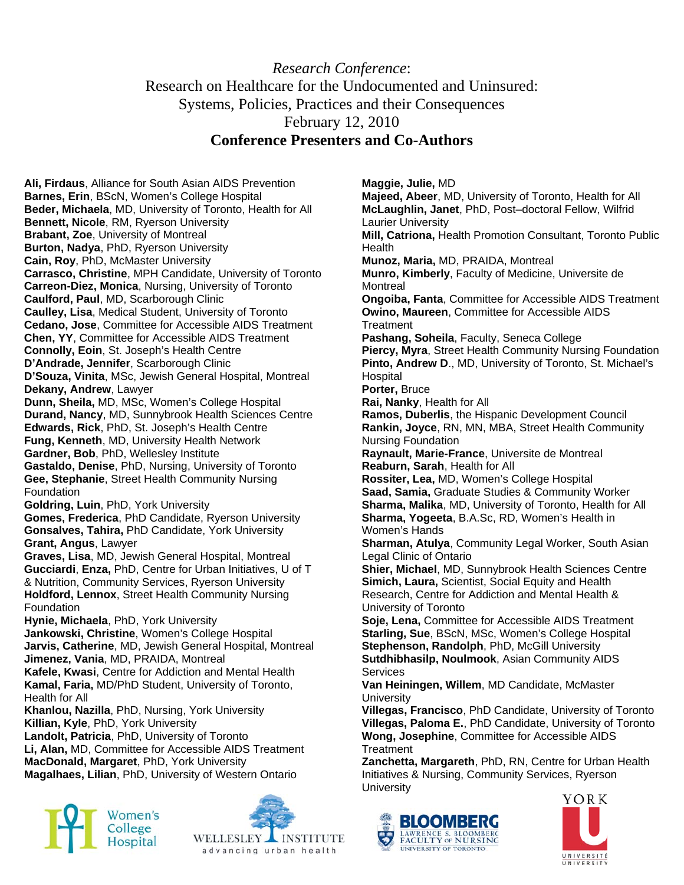*Research Conference*:
Research on Healthcare for the Undocumented and Uninsured:
Systems, Policies, Practices and their Consequences
February 12, 2010

## Conference Presenters and Co-Authors

**Ali, Firdaus**, Alliance for South Asian AIDS Prevention
**Barnes, Erin**, BScN, Women's College Hospital
**Beder, Michaela**, MD, University of Toronto, Health for All
**Bennett, Nicole**, RM, Ryerson University
**Brabant, Zoe**, University of Montreal
**Burton, Nadya**, PhD, Ryerson University
**Cain, Roy**, PhD, McMaster University
**Carrasco, Christine**, MPH Candidate, University of Toronto
**Carreon-Diez, Monica**, Nursing, University of Toronto
**Caulford, Paul**, MD, Scarborough Clinic
**Caulley, Lisa**, Medical Student, University of Toronto
**Cedano, Jose**, Committee for Accessible AIDS Treatment
**Chen, YY**, Committee for Accessible AIDS Treatment
**Connolly, Eoin**, St. Joseph's Health Centre
**D'Andrade, Jennifer**, Scarborough Clinic
**D'Souza, Vinita**, MSc, Jewish General Hospital, Montreal
**Dekany, Andrew**, Lawyer
**Dunn, Sheila,** MD, MSc, Women's College Hospital
**Durand, Nancy**, MD, Sunnybrook Health Sciences Centre
**Edwards, Rick**, PhD, St. Joseph's Health Centre
**Fung, Kenneth**, MD, University Health Network
**Gardner, Bob**, PhD, Wellesley Institute
**Gastaldo, Denise**, PhD, Nursing, University of Toronto
**Gee, Stephanie**, Street Health Community Nursing Foundation
**Goldring, Luin**, PhD, York University
**Gomes, Frederica**, PhD Candidate, Ryerson University
**Gonsalves, Tahira,** PhD Candidate, York University
**Grant, Angus**, Lawyer
**Graves, Lisa**, MD, Jewish General Hospital, Montreal
**Gucciardi**, **Enza,** PhD, Centre for Urban Initiatives, U of T & Nutrition, Community Services, Ryerson University
**Holdford, Lennox**, Street Health Community Nursing Foundation
**Hynie, Michaela**, PhD, York University
**Jankowski, Christine**, Women's College Hospital
**Jarvis, Catherine**, MD, Jewish General Hospital, Montreal
**Jimenez, Vania**, MD, PRAIDA, Montreal
**Kafele, Kwasi**, Centre for Addiction and Mental Health
**Kamal, Faria,** MD/PhD Student, University of Toronto, Health for All
**Khanlou, Nazilla**, PhD, Nursing, York University
**Killian, Kyle**, PhD, York University
**Landolt, Patricia**, PhD, University of Toronto
**Li, Alan,** MD, Committee for Accessible AIDS Treatment
**MacDonald, Margaret**, PhD, York University
**Magalhaes, Lilian**, PhD, University of Western Ontario
**Maggie, Julie,** MD
**Majeed, Abeer**, MD, University of Toronto, Health for All
**McLaughlin, Janet**, PhD, Post–doctoral Fellow, Wilfrid Laurier University
**Mill, Catriona,** Health Promotion Consultant, Toronto Public Health
**Munoz, Maria,** MD, PRAIDA, Montreal
**Munro, Kimberly**, Faculty of Medicine, Universite de Montreal
**Ongoiba, Fanta**, Committee for Accessible AIDS Treatment
**Owino, Maureen**, Committee for Accessible AIDS Treatment
**Pashang, Soheila**, Faculty, Seneca College
**Piercy, Myra**, Street Health Community Nursing Foundation
**Pinto, Andrew D**., MD, University of Toronto, St. Michael's Hospital
**Porter,** Bruce
**Rai, Nanky**, Health for All
**Ramos, Duberlis**, the Hispanic Development Council
**Rankin, Joyce**, RN, MN, MBA, Street Health Community Nursing Foundation
**Raynault, Marie-France**, Universite de Montreal
**Reaburn, Sarah**, Health for All
**Rossiter, Lea,** MD, Women's College Hospital
**Saad, Samia,** Graduate Studies & Community Worker
**Sharma, Malika**, MD, University of Toronto, Health for All
**Sharma, Yogeeta**, B.A.Sc, RD, Women's Health in Women's Hands
**Sharman, Atulya**, Community Legal Worker, South Asian Legal Clinic of Ontario
**Shier, Michael**, MD, Sunnybrook Health Sciences Centre
**Simich, Laura,** Scientist, Social Equity and Health Research, Centre for Addiction and Mental Health & University of Toronto
**Soje, Lena,** Committee for Accessible AIDS Treatment
**Starling, Sue**, BScN, MSc, Women's College Hospital
**Stephenson, Randolph**, PhD, McGill University
**Sutdhibhasilp, Noulmook**, Asian Community AIDS Services
**Van Heiningen, Willem**, MD Candidate, McMaster University
**Villegas, Francisco**, PhD Candidate, University of Toronto
**Villegas, Paloma E.**, PhD Candidate, University of Toronto
**Wong, Josephine**, Committee for Accessible AIDS Treatment
**Zanchetta, Margareth**, PhD, RN, Centre for Urban Health Initiatives & Nursing, Community Services, Ryerson University

Women's College Hospital | Wellesley Institute advancing urban health | Bloomberg Lawrence S. Bloomberg Faculty of Nursing University of Toronto | York Université University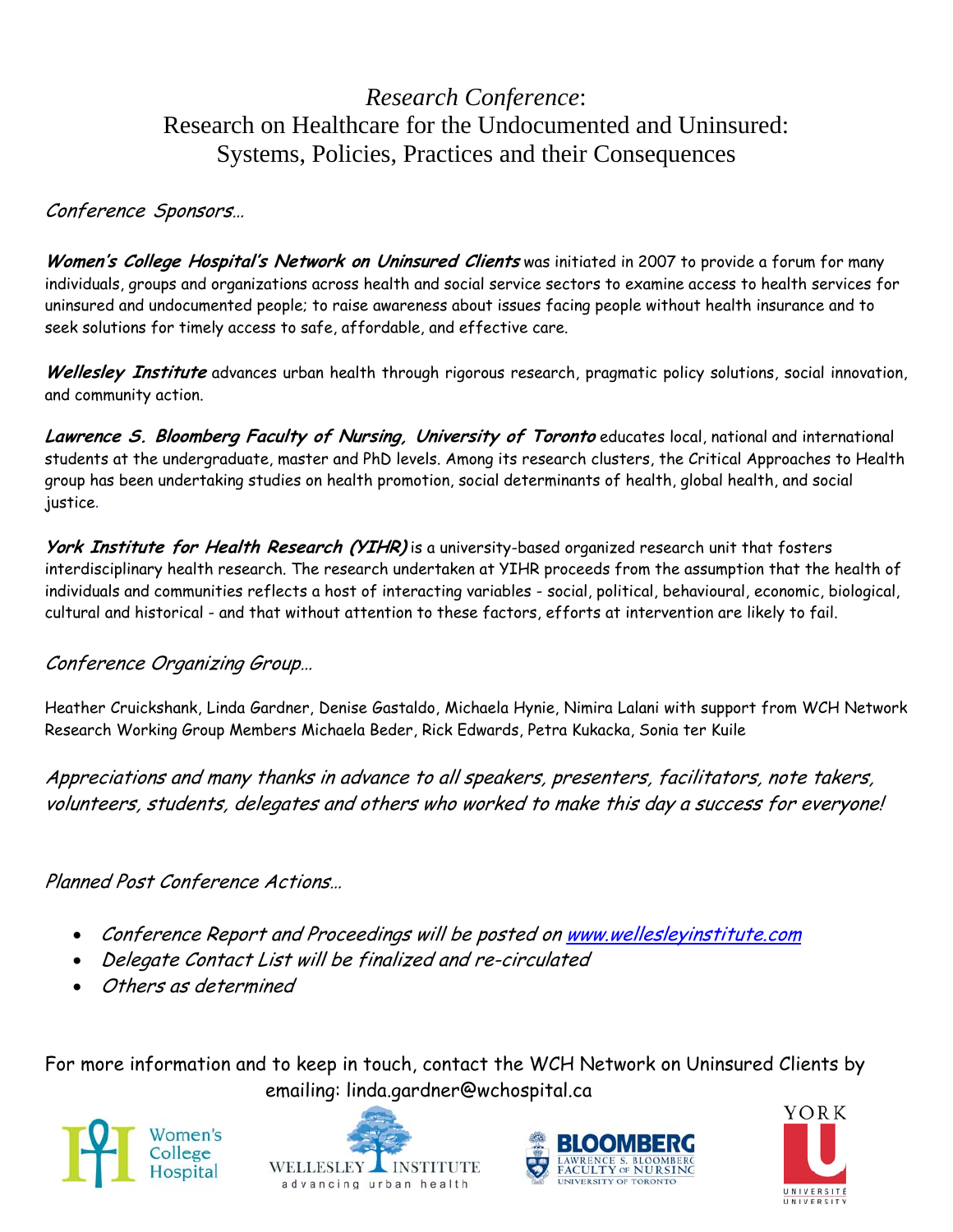# *Research Conference*:
# Research on Healthcare for the Undocumented and Uninsured: Systems, Policies, Practices and their Consequences

*Conference Sponsors…*

***Women's College Hospital's Network on Uninsured Clients*** was initiated in 2007 to provide a forum for many individuals, groups and organizations across health and social service sectors to examine access to health services for uninsured and undocumented people; to raise awareness about issues facing people without health insurance and to seek solutions for timely access to safe, affordable, and effective care.

***Wellesley Institute*** advances urban health through rigorous research, pragmatic policy solutions, social innovation, and community action.

***Lawrence S. Bloomberg Faculty of Nursing, University of Toronto*** educates local, national and international students at the undergraduate, master and PhD levels. Among its research clusters, the Critical Approaches to Health group has been undertaking studies on health promotion, social determinants of health, global health, and social justice.

***York Institute for Health Research (YIHR)*** is a university-based organized research unit that fosters interdisciplinary health research. The research undertaken at YIHR proceeds from the assumption that the health of individuals and communities reflects a host of interacting variables - social, political, behavioural, economic, biological, cultural and historical - and that without attention to these factors, efforts at intervention are likely to fail.

*Conference Organizing Group…*

Heather Cruickshank, Linda Gardner, Denise Gastaldo, Michaela Hynie, Nimira Lalani with support from WCH Network Research Working Group Members Michaela Beder, Rick Edwards, Petra Kukacka, Sonia ter Kuile

*Appreciations and many thanks in advance to all speakers, presenters, facilitators, note takers, volunteers, students, delegates and others who worked to make this day a success for everyone!*

*Planned Post Conference Actions…*

- *Conference Report and Proceedings will be posted on www.wellesleyinstitute.com*
- *Delegate Contact List will be finalized and re-circulated*
- *Others as determined*

For more information and to keep in touch, contact the WCH Network on Uninsured Clients by emailing: linda.gardner@wchospital.ca

Women's College Hospital

WELLESLEY INSTITUTE
advancing urban health

BLOOMBERG
LAWRENCE S. BLOOMBERG FACULTY OF NURSING
UNIVERSITY OF TORONTO

YORK
UNIVERSITÉ
UNIVERSITY